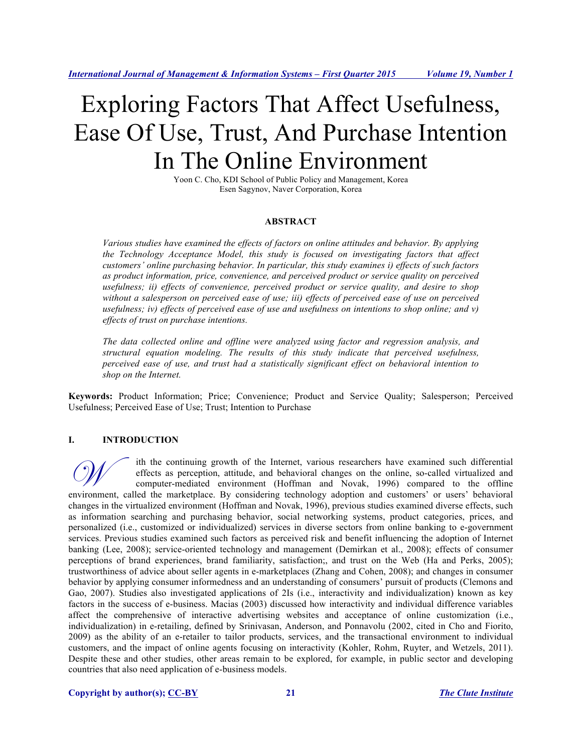# Exploring Factors That Affect Usefulness, Ease Of Use, Trust, And Purchase Intention In The Online Environment

Yoon C. Cho, KDI School of Public Policy and Management, Korea
Esen Sagynov, Naver Corporation, Korea

## ABSTRACT

*Various studies have examined the effects of factors on online attitudes and behavior. By applying the Technology Acceptance Model, this study is focused on investigating factors that affect customers' online purchasing behavior. In particular, this study examines i) effects of such factors as product information, price, convenience, and perceived product or service quality on perceived usefulness; ii) effects of convenience, perceived product or service quality, and desire to shop without a salesperson on perceived ease of use; iii) effects of perceived ease of use on perceived usefulness; iv) effects of perceived ease of use and usefulness on intentions to shop online; and v) effects of trust on purchase intentions.*

*The data collected online and offline were analyzed using factor and regression analysis, and structural equation modeling. The results of this study indicate that perceived usefulness, perceived ease of use, and trust had a statistically significant effect on behavioral intention to shop on the Internet.*

**Keywords:** Product Information; Price; Convenience; Product and Service Quality; Salesperson; Perceived Usefulness; Perceived Ease of Use; Trust; Intention to Purchase

## I. INTRODUCTION

With the continuing growth of the Internet, various researchers have examined such differential effects as perception, attitude, and behavioral changes on the online, so-called virtualized and computer-mediated environment (Hoffman and Novak, 1996) compared to the offline environment, called the marketplace. By considering technology adoption and customers' or users' behavioral changes in the virtualized environment (Hoffman and Novak, 1996), previous studies examined diverse effects, such as information searching and purchasing behavior, social networking systems, product categories, prices, and personalized (i.e., customized or individualized) services in diverse sectors from online banking to e-government services. Previous studies examined such factors as perceived risk and benefit influencing the adoption of Internet banking (Lee, 2008); service-oriented technology and management (Demirkan et al., 2008); effects of consumer perceptions of brand experiences, brand familiarity, satisfaction;, and trust on the Web (Ha and Perks, 2005); trustworthiness of advice about seller agents in e-marketplaces (Zhang and Cohen, 2008); and changes in consumer behavior by applying consumer informedness and an understanding of consumers' pursuit of products (Clemons and Gao, 2007). Studies also investigated applications of 2Is (i.e., interactivity and individualization) known as key factors in the success of e-business. Macias (2003) discussed how interactivity and individual difference variables affect the comprehensive of interactive advertising websites and acceptance of online customization (i.e., individualization) in e-retailing, defined by Srinivasan, Anderson, and Ponnavolu (2002, cited in Cho and Fiorito, 2009) as the ability of an e-retailer to tailor products, services, and the transactional environment to individual customers, and the impact of online agents focusing on interactivity (Kohler, Rohm, Ruyter, and Wetzels, 2011). Despite these and other studies, other areas remain to be explored, for example, in public sector and developing countries that also need application of e-business models.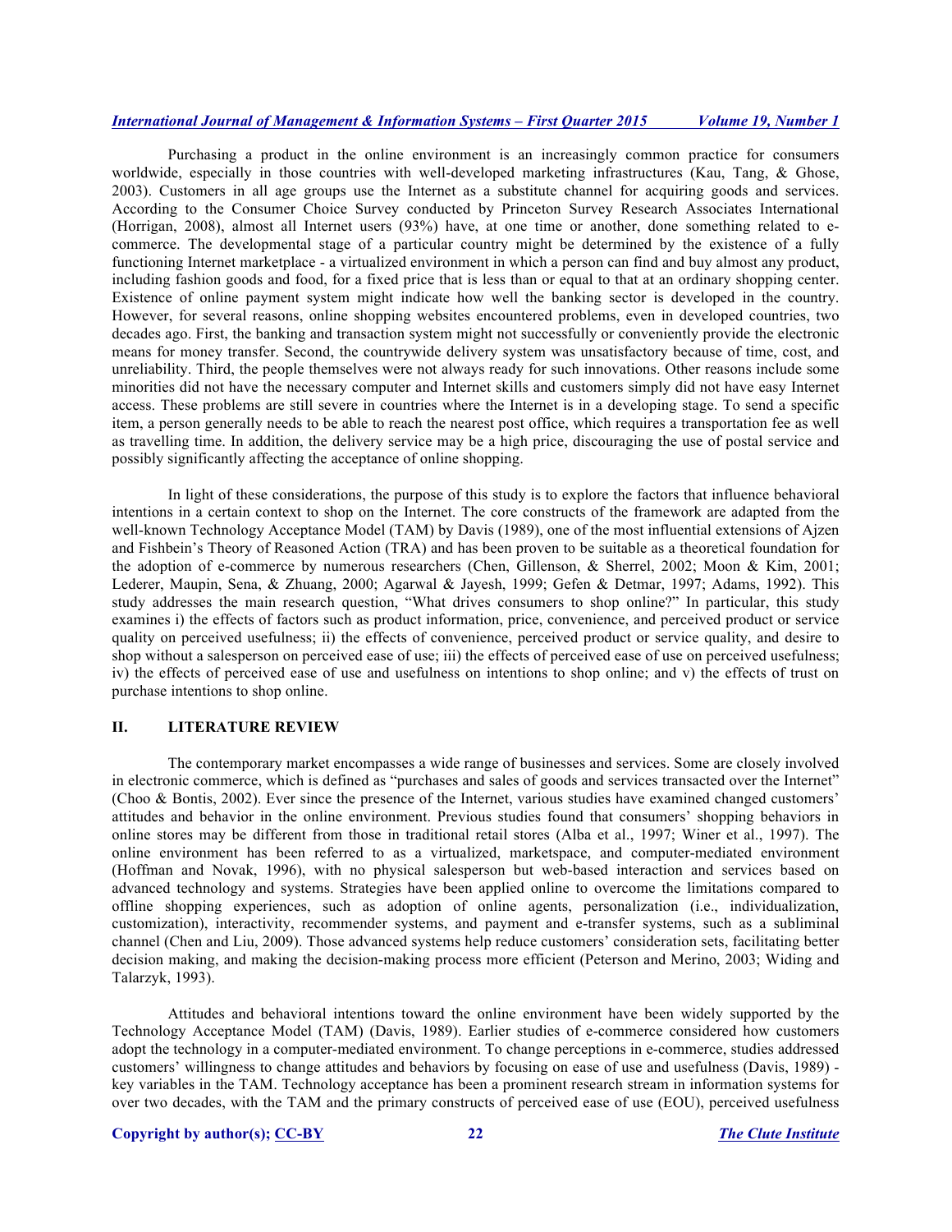Purchasing a product in the online environment is an increasingly common practice for consumers worldwide, especially in those countries with well-developed marketing infrastructures (Kau, Tang, & Ghose, 2003). Customers in all age groups use the Internet as a substitute channel for acquiring goods and services. According to the Consumer Choice Survey conducted by Princeton Survey Research Associates International (Horrigan, 2008), almost all Internet users (93%) have, at one time or another, done something related to e-commerce. The developmental stage of a particular country might be determined by the existence of a fully functioning Internet marketplace - a virtualized environment in which a person can find and buy almost any product, including fashion goods and food, for a fixed price that is less than or equal to that at an ordinary shopping center. Existence of online payment system might indicate how well the banking sector is developed in the country. However, for several reasons, online shopping websites encountered problems, even in developed countries, two decades ago. First, the banking and transaction system might not successfully or conveniently provide the electronic means for money transfer. Second, the countrywide delivery system was unsatisfactory because of time, cost, and unreliability. Third, the people themselves were not always ready for such innovations. Other reasons include some minorities did not have the necessary computer and Internet skills and customers simply did not have easy Internet access. These problems are still severe in countries where the Internet is in a developing stage. To send a specific item, a person generally needs to be able to reach the nearest post office, which requires a transportation fee as well as travelling time. In addition, the delivery service may be a high price, discouraging the use of postal service and possibly significantly affecting the acceptance of online shopping.

In light of these considerations, the purpose of this study is to explore the factors that influence behavioral intentions in a certain context to shop on the Internet. The core constructs of the framework are adapted from the well-known Technology Acceptance Model (TAM) by Davis (1989), one of the most influential extensions of Ajzen and Fishbein's Theory of Reasoned Action (TRA) and has been proven to be suitable as a theoretical foundation for the adoption of e-commerce by numerous researchers (Chen, Gillenson, & Sherrel, 2002; Moon & Kim, 2001; Lederer, Maupin, Sena, & Zhuang, 2000; Agarwal & Jayesh, 1999; Gefen & Detmar, 1997; Adams, 1992). This study addresses the main research question, "What drives consumers to shop online?" In particular, this study examines i) the effects of factors such as product information, price, convenience, and perceived product or service quality on perceived usefulness; ii) the effects of convenience, perceived product or service quality, and desire to shop without a salesperson on perceived ease of use; iii) the effects of perceived ease of use on perceived usefulness; iv) the effects of perceived ease of use and usefulness on intentions to shop online; and v) the effects of trust on purchase intentions to shop online.

## II. LITERATURE REVIEW

The contemporary market encompasses a wide range of businesses and services. Some are closely involved in electronic commerce, which is defined as "purchases and sales of goods and services transacted over the Internet" (Choo & Bontis, 2002). Ever since the presence of the Internet, various studies have examined changed customers' attitudes and behavior in the online environment. Previous studies found that consumers' shopping behaviors in online stores may be different from those in traditional retail stores (Alba et al., 1997; Winer et al., 1997). The online environment has been referred to as a virtualized, marketspace, and computer-mediated environment (Hoffman and Novak, 1996), with no physical salesperson but web-based interaction and services based on advanced technology and systems. Strategies have been applied online to overcome the limitations compared to offline shopping experiences, such as adoption of online agents, personalization (i.e., individualization, customization), interactivity, recommender systems, and payment and e-transfer systems, such as a subliminal channel (Chen and Liu, 2009). Those advanced systems help reduce customers' consideration sets, facilitating better decision making, and making the decision-making process more efficient (Peterson and Merino, 2003; Widing and Talarzyk, 1993).

Attitudes and behavioral intentions toward the online environment have been widely supported by the Technology Acceptance Model (TAM) (Davis, 1989). Earlier studies of e-commerce considered how customers adopt the technology in a computer-mediated environment. To change perceptions in e-commerce, studies addressed customers' willingness to change attitudes and behaviors by focusing on ease of use and usefulness (Davis, 1989) - key variables in the TAM. Technology acceptance has been a prominent research stream in information systems for over two decades, with the TAM and the primary constructs of perceived ease of use (EOU), perceived usefulness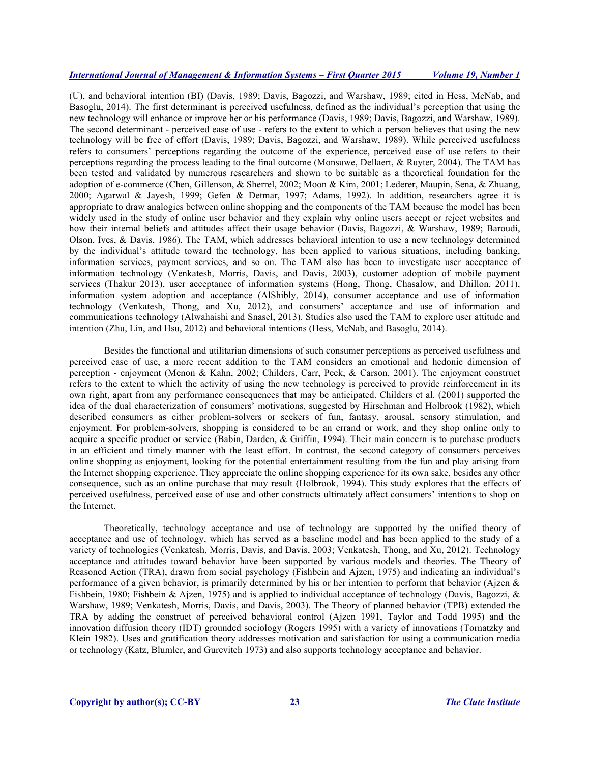(U), and behavioral intention (BI) (Davis, 1989; Davis, Bagozzi, and Warshaw, 1989; cited in Hess, McNab, and Basoglu, 2014). The first determinant is perceived usefulness, defined as the individual's perception that using the new technology will enhance or improve her or his performance (Davis, 1989; Davis, Bagozzi, and Warshaw, 1989). The second determinant - perceived ease of use - refers to the extent to which a person believes that using the new technology will be free of effort (Davis, 1989; Davis, Bagozzi, and Warshaw, 1989). While perceived usefulness refers to consumers' perceptions regarding the outcome of the experience, perceived ease of use refers to their perceptions regarding the process leading to the final outcome (Monsuwe, Dellaert, & Ruyter, 2004). The TAM has been tested and validated by numerous researchers and shown to be suitable as a theoretical foundation for the adoption of e-commerce (Chen, Gillenson, & Sherrel, 2002; Moon & Kim, 2001; Lederer, Maupin, Sena, & Zhuang, 2000; Agarwal & Jayesh, 1999; Gefen & Detmar, 1997; Adams, 1992). In addition, researchers agree it is appropriate to draw analogies between online shopping and the components of the TAM because the model has been widely used in the study of online user behavior and they explain why online users accept or reject websites and how their internal beliefs and attitudes affect their usage behavior (Davis, Bagozzi, & Warshaw, 1989; Baroudi, Olson, Ives, & Davis, 1986). The TAM, which addresses behavioral intention to use a new technology determined by the individual's attitude toward the technology, has been applied to various situations, including banking, information services, payment services, and so on. The TAM also has been to investigate user acceptance of information technology (Venkatesh, Morris, Davis, and Davis, 2003), customer adoption of mobile payment services (Thakur 2013), user acceptance of information systems (Hong, Thong, Chasalow, and Dhillon, 2011), information system adoption and acceptance (AlShibly, 2014), consumer acceptance and use of information technology (Venkatesh, Thong, and Xu, 2012), and consumers' acceptance and use of information and communications technology (Alwahaishi and Snasel, 2013). Studies also used the TAM to explore user attitude and intention (Zhu, Lin, and Hsu, 2012) and behavioral intentions (Hess, McNab, and Basoglu, 2014).

Besides the functional and utilitarian dimensions of such consumer perceptions as perceived usefulness and perceived ease of use, a more recent addition to the TAM considers an emotional and hedonic dimension of perception - enjoyment (Menon & Kahn, 2002; Childers, Carr, Peck, & Carson, 2001). The enjoyment construct refers to the extent to which the activity of using the new technology is perceived to provide reinforcement in its own right, apart from any performance consequences that may be anticipated. Childers et al. (2001) supported the idea of the dual characterization of consumers' motivations, suggested by Hirschman and Holbrook (1982), which described consumers as either problem-solvers or seekers of fun, fantasy, arousal, sensory stimulation, and enjoyment. For problem-solvers, shopping is considered to be an errand or work, and they shop online only to acquire a specific product or service (Babin, Darden, & Griffin, 1994). Their main concern is to purchase products in an efficient and timely manner with the least effort. In contrast, the second category of consumers perceives online shopping as enjoyment, looking for the potential entertainment resulting from the fun and play arising from the Internet shopping experience. They appreciate the online shopping experience for its own sake, besides any other consequence, such as an online purchase that may result (Holbrook, 1994). This study explores that the effects of perceived usefulness, perceived ease of use and other constructs ultimately affect consumers' intentions to shop on the Internet.

Theoretically, technology acceptance and use of technology are supported by the unified theory of acceptance and use of technology, which has served as a baseline model and has been applied to the study of a variety of technologies (Venkatesh, Morris, Davis, and Davis, 2003; Venkatesh, Thong, and Xu, 2012). Technology acceptance and attitudes toward behavior have been supported by various models and theories. The Theory of Reasoned Action (TRA), drawn from social psychology (Fishbein and Ajzen, 1975) and indicating an individual's performance of a given behavior, is primarily determined by his or her intention to perform that behavior (Ajzen & Fishbein, 1980; Fishbein & Ajzen, 1975) and is applied to individual acceptance of technology (Davis, Bagozzi, & Warshaw, 1989; Venkatesh, Morris, Davis, and Davis, 2003). The Theory of planned behavior (TPB) extended the TRA by adding the construct of perceived behavioral control (Ajzen 1991, Taylor and Todd 1995) and the innovation diffusion theory (IDT) grounded sociology (Rogers 1995) with a variety of innovations (Tornatzky and Klein 1982). Uses and gratification theory addresses motivation and satisfaction for using a communication media or technology (Katz, Blumler, and Gurevitch 1973) and also supports technology acceptance and behavior.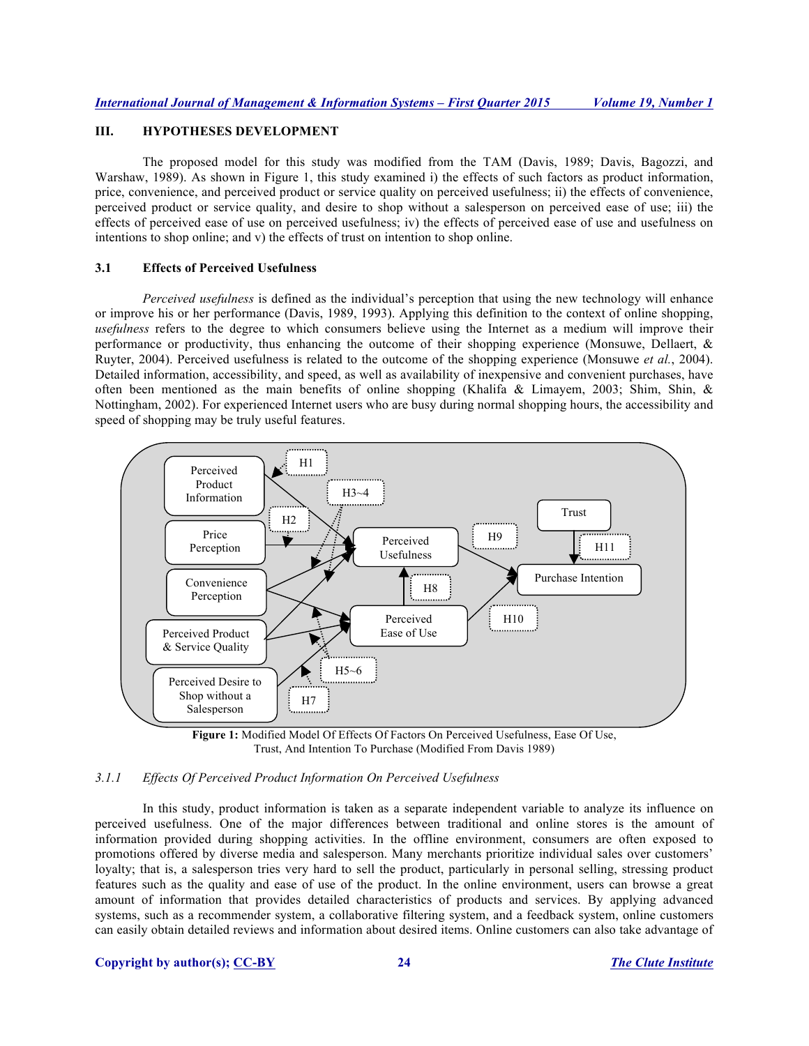## III. HYPOTHESES DEVELOPMENT

The proposed model for this study was modified from the TAM (Davis, 1989; Davis, Bagozzi, and Warshaw, 1989). As shown in Figure 1, this study examined i) the effects of such factors as product information, price, convenience, and perceived product or service quality on perceived usefulness; ii) the effects of convenience, perceived product or service quality, and desire to shop without a salesperson on perceived ease of use; iii) the effects of perceived ease of use on perceived usefulness; iv) the effects of perceived ease of use and usefulness on intentions to shop online; and v) the effects of trust on intention to shop online.

### 3.1 Effects of Perceived Usefulness

*Perceived usefulness* is defined as the individual's perception that using the new technology will enhance or improve his or her performance (Davis, 1989, 1993). Applying this definition to the context of online shopping, *usefulness* refers to the degree to which consumers believe using the Internet as a medium will improve their performance or productivity, thus enhancing the outcome of their shopping experience (Monsuwe, Dellaert, & Ruyter, 2004). Perceived usefulness is related to the outcome of the shopping experience (Monsuwe *et al.*, 2004). Detailed information, accessibility, and speed, as well as availability of inexpensive and convenient purchases, have often been mentioned as the main benefits of online shopping (Khalifa & Limayem, 2003; Shim, Shin, & Nottingham, 2002). For experienced Internet users who are busy during normal shopping hours, the accessibility and speed of shopping may be truly useful features.

**Figure 1:** Modified Model Of Effects Of Factors On Perceived Usefulness, Ease Of Use, Trust, And Intention To Purchase (Modified From Davis 1989)

#### *3.1.1 Effects Of Perceived Product Information On Perceived Usefulness*

In this study, product information is taken as a separate independent variable to analyze its influence on perceived usefulness. One of the major differences between traditional and online stores is the amount of information provided during shopping activities. In the offline environment, consumers are often exposed to promotions offered by diverse media and salesperson. Many merchants prioritize individual sales over customers' loyalty; that is, a salesperson tries very hard to sell the product, particularly in personal selling, stressing product features such as the quality and ease of use of the product. In the online environment, users can browse a great amount of information that provides detailed characteristics of products and services. By applying advanced systems, such as a recommender system, a collaborative filtering system, and a feedback system, online customers can easily obtain detailed reviews and information about desired items. Online customers can also take advantage of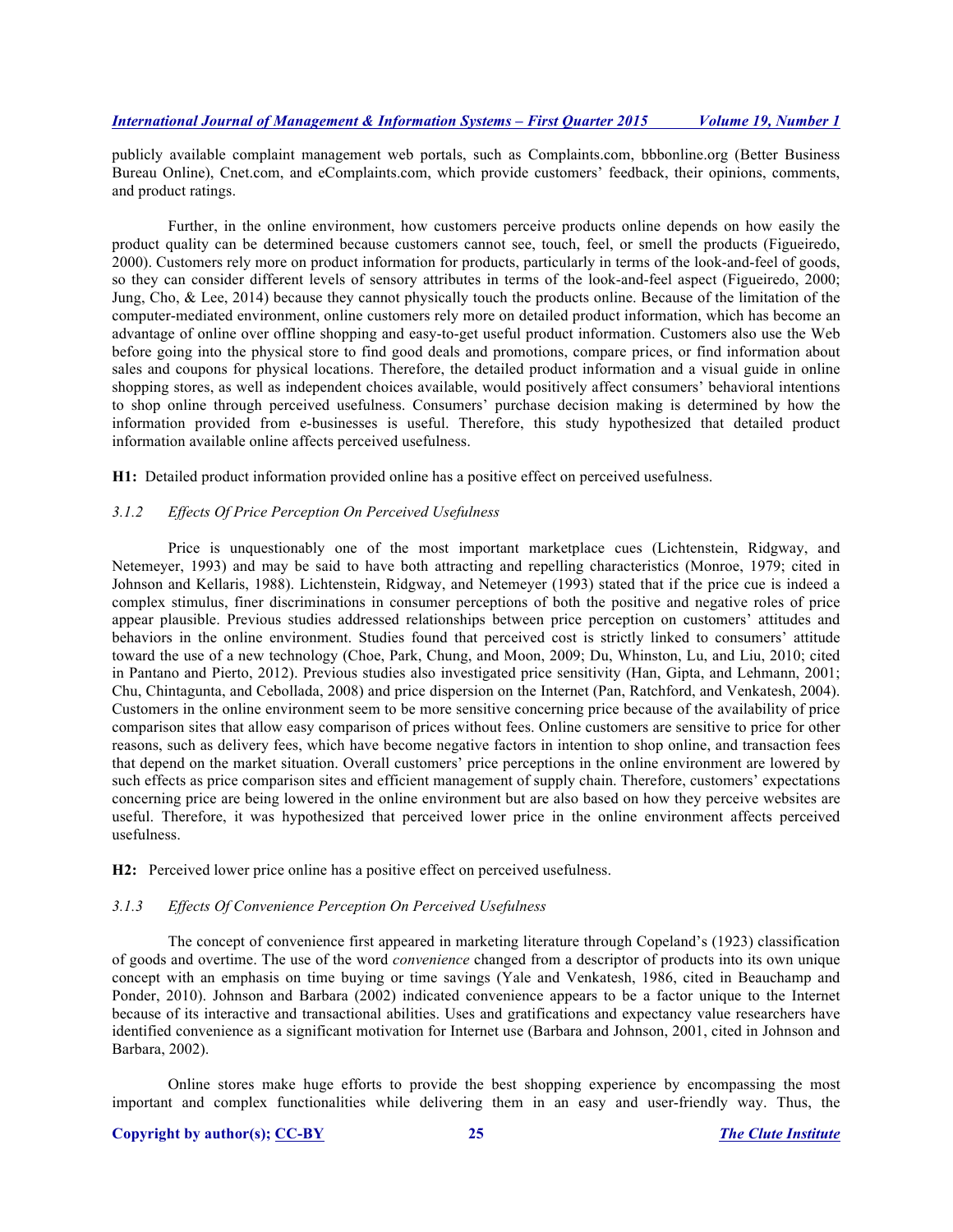publicly available complaint management web portals, such as Complaints.com, bbbonline.org (Better Business Bureau Online), Cnet.com, and eComplaints.com, which provide customers' feedback, their opinions, comments, and product ratings.

Further, in the online environment, how customers perceive products online depends on how easily the product quality can be determined because customers cannot see, touch, feel, or smell the products (Figueiredo, 2000). Customers rely more on product information for products, particularly in terms of the look-and-feel of goods, so they can consider different levels of sensory attributes in terms of the look-and-feel aspect (Figueiredo, 2000; Jung, Cho, & Lee, 2014) because they cannot physically touch the products online. Because of the limitation of the computer-mediated environment, online customers rely more on detailed product information, which has become an advantage of online over offline shopping and easy-to-get useful product information. Customers also use the Web before going into the physical store to find good deals and promotions, compare prices, or find information about sales and coupons for physical locations. Therefore, the detailed product information and a visual guide in online shopping stores, as well as independent choices available, would positively affect consumers' behavioral intentions to shop online through perceived usefulness. Consumers' purchase decision making is determined by how the information provided from e-businesses is useful. Therefore, this study hypothesized that detailed product information available online affects perceived usefulness.

**H1:** Detailed product information provided online has a positive effect on perceived usefulness.

### *3.1.2 Effects Of Price Perception On Perceived Usefulness*

Price is unquestionably one of the most important marketplace cues (Lichtenstein, Ridgway, and Netemeyer, 1993) and may be said to have both attracting and repelling characteristics (Monroe, 1979; cited in Johnson and Kellaris, 1988). Lichtenstein, Ridgway, and Netemeyer (1993) stated that if the price cue is indeed a complex stimulus, finer discriminations in consumer perceptions of both the positive and negative roles of price appear plausible. Previous studies addressed relationships between price perception on customers' attitudes and behaviors in the online environment. Studies found that perceived cost is strictly linked to consumers' attitude toward the use of a new technology (Choe, Park, Chung, and Moon, 2009; Du, Whinston, Lu, and Liu, 2010; cited in Pantano and Pierto, 2012). Previous studies also investigated price sensitivity (Han, Gipta, and Lehmann, 2001; Chu, Chintagunta, and Cebollada, 2008) and price dispersion on the Internet (Pan, Ratchford, and Venkatesh, 2004). Customers in the online environment seem to be more sensitive concerning price because of the availability of price comparison sites that allow easy comparison of prices without fees. Online customers are sensitive to price for other reasons, such as delivery fees, which have become negative factors in intention to shop online, and transaction fees that depend on the market situation. Overall customers' price perceptions in the online environment are lowered by such effects as price comparison sites and efficient management of supply chain. Therefore, customers' expectations concerning price are being lowered in the online environment but are also based on how they perceive websites are useful. Therefore, it was hypothesized that perceived lower price in the online environment affects perceived usefulness.

**H2:** Perceived lower price online has a positive effect on perceived usefulness.

### *3.1.3 Effects Of Convenience Perception On Perceived Usefulness*

The concept of convenience first appeared in marketing literature through Copeland's (1923) classification of goods and overtime. The use of the word *convenience* changed from a descriptor of products into its own unique concept with an emphasis on time buying or time savings (Yale and Venkatesh, 1986, cited in Beauchamp and Ponder, 2010). Johnson and Barbara (2002) indicated convenience appears to be a factor unique to the Internet because of its interactive and transactional abilities. Uses and gratifications and expectancy value researchers have identified convenience as a significant motivation for Internet use (Barbara and Johnson, 2001, cited in Johnson and Barbara, 2002).

Online stores make huge efforts to provide the best shopping experience by encompassing the most important and complex functionalities while delivering them in an easy and user-friendly way. Thus, the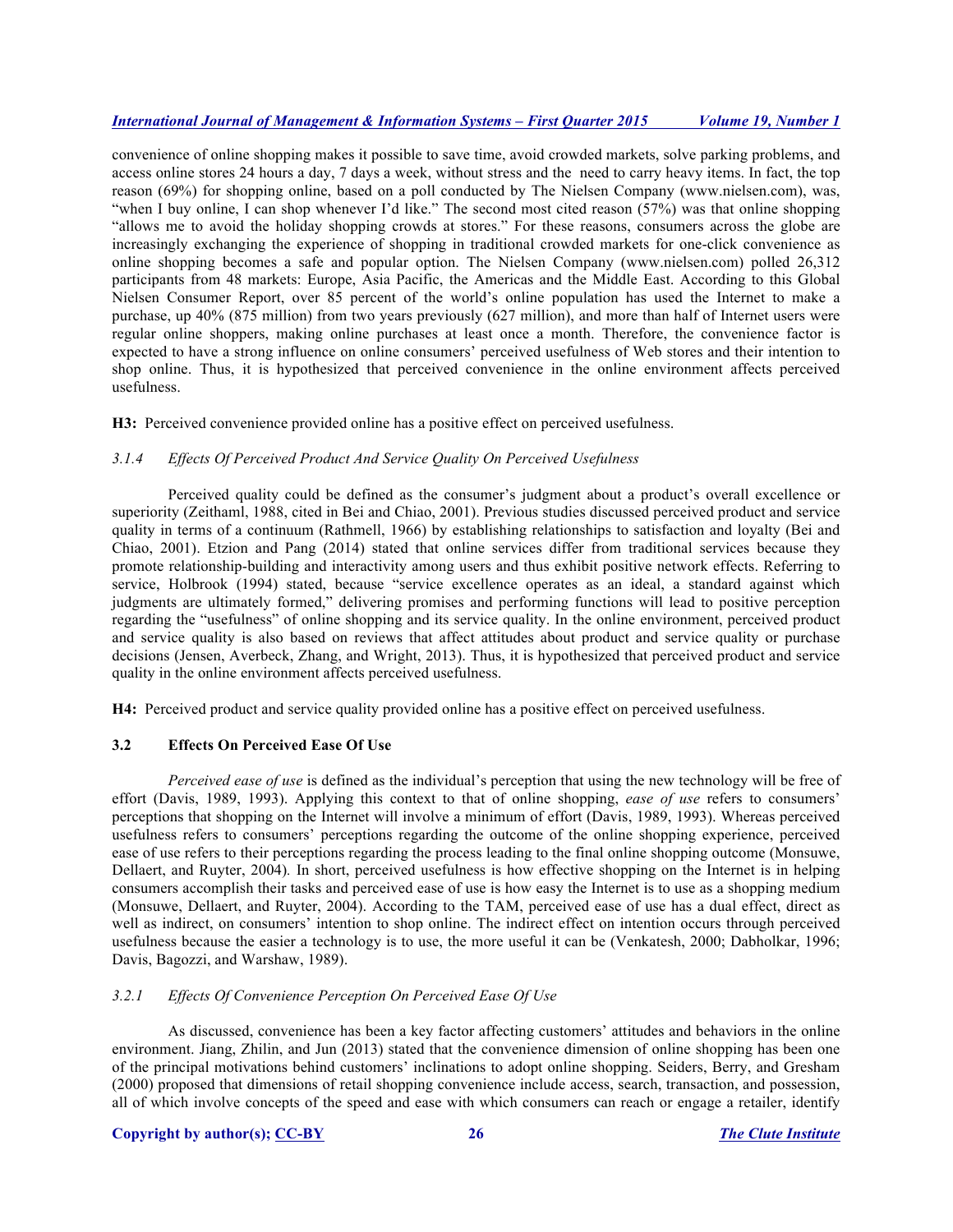convenience of online shopping makes it possible to save time, avoid crowded markets, solve parking problems, and access online stores 24 hours a day, 7 days a week, without stress and the need to carry heavy items. In fact, the top reason (69%) for shopping online, based on a poll conducted by The Nielsen Company (www.nielsen.com), was, "when I buy online, I can shop whenever I'd like." The second most cited reason (57%) was that online shopping "allows me to avoid the holiday shopping crowds at stores." For these reasons, consumers across the globe are increasingly exchanging the experience of shopping in traditional crowded markets for one-click convenience as online shopping becomes a safe and popular option. The Nielsen Company (www.nielsen.com) polled 26,312 participants from 48 markets: Europe, Asia Pacific, the Americas and the Middle East. According to this Global Nielsen Consumer Report, over 85 percent of the world's online population has used the Internet to make a purchase, up 40% (875 million) from two years previously (627 million), and more than half of Internet users were regular online shoppers, making online purchases at least once a month. Therefore, the convenience factor is expected to have a strong influence on online consumers' perceived usefulness of Web stores and their intention to shop online. Thus, it is hypothesized that perceived convenience in the online environment affects perceived usefulness.

**H3:** Perceived convenience provided online has a positive effect on perceived usefulness.

#### *3.1.4 Effects Of Perceived Product And Service Quality On Perceived Usefulness*

Perceived quality could be defined as the consumer's judgment about a product's overall excellence or superiority (Zeithaml, 1988, cited in Bei and Chiao, 2001). Previous studies discussed perceived product and service quality in terms of a continuum (Rathmell, 1966) by establishing relationships to satisfaction and loyalty (Bei and Chiao, 2001). Etzion and Pang (2014) stated that online services differ from traditional services because they promote relationship-building and interactivity among users and thus exhibit positive network effects. Referring to service, Holbrook (1994) stated, because "service excellence operates as an ideal, a standard against which judgments are ultimately formed," delivering promises and performing functions will lead to positive perception regarding the "usefulness" of online shopping and its service quality. In the online environment, perceived product and service quality is also based on reviews that affect attitudes about product and service quality or purchase decisions (Jensen, Averbeck, Zhang, and Wright, 2013). Thus, it is hypothesized that perceived product and service quality in the online environment affects perceived usefulness.

**H4:** Perceived product and service quality provided online has a positive effect on perceived usefulness.

### **3.2 Effects On Perceived Ease Of Use**

*Perceived ease of use* is defined as the individual's perception that using the new technology will be free of effort (Davis, 1989, 1993). Applying this context to that of online shopping, *ease of use* refers to consumers' perceptions that shopping on the Internet will involve a minimum of effort (Davis, 1989, 1993). Whereas perceived usefulness refers to consumers' perceptions regarding the outcome of the online shopping experience, perceived ease of use refers to their perceptions regarding the process leading to the final online shopping outcome (Monsuwe, Dellaert, and Ruyter, 2004). In short, perceived usefulness is how effective shopping on the Internet is in helping consumers accomplish their tasks and perceived ease of use is how easy the Internet is to use as a shopping medium (Monsuwe, Dellaert, and Ruyter, 2004). According to the TAM, perceived ease of use has a dual effect, direct as well as indirect, on consumers' intention to shop online. The indirect effect on intention occurs through perceived usefulness because the easier a technology is to use, the more useful it can be (Venkatesh, 2000; Dabholkar, 1996; Davis, Bagozzi, and Warshaw, 1989).

#### *3.2.1 Effects Of Convenience Perception On Perceived Ease Of Use*

As discussed, convenience has been a key factor affecting customers' attitudes and behaviors in the online environment. Jiang, Zhilin, and Jun (2013) stated that the convenience dimension of online shopping has been one of the principal motivations behind customers' inclinations to adopt online shopping. Seiders, Berry, and Gresham (2000) proposed that dimensions of retail shopping convenience include access, search, transaction, and possession, all of which involve concepts of the speed and ease with which consumers can reach or engage a retailer, identify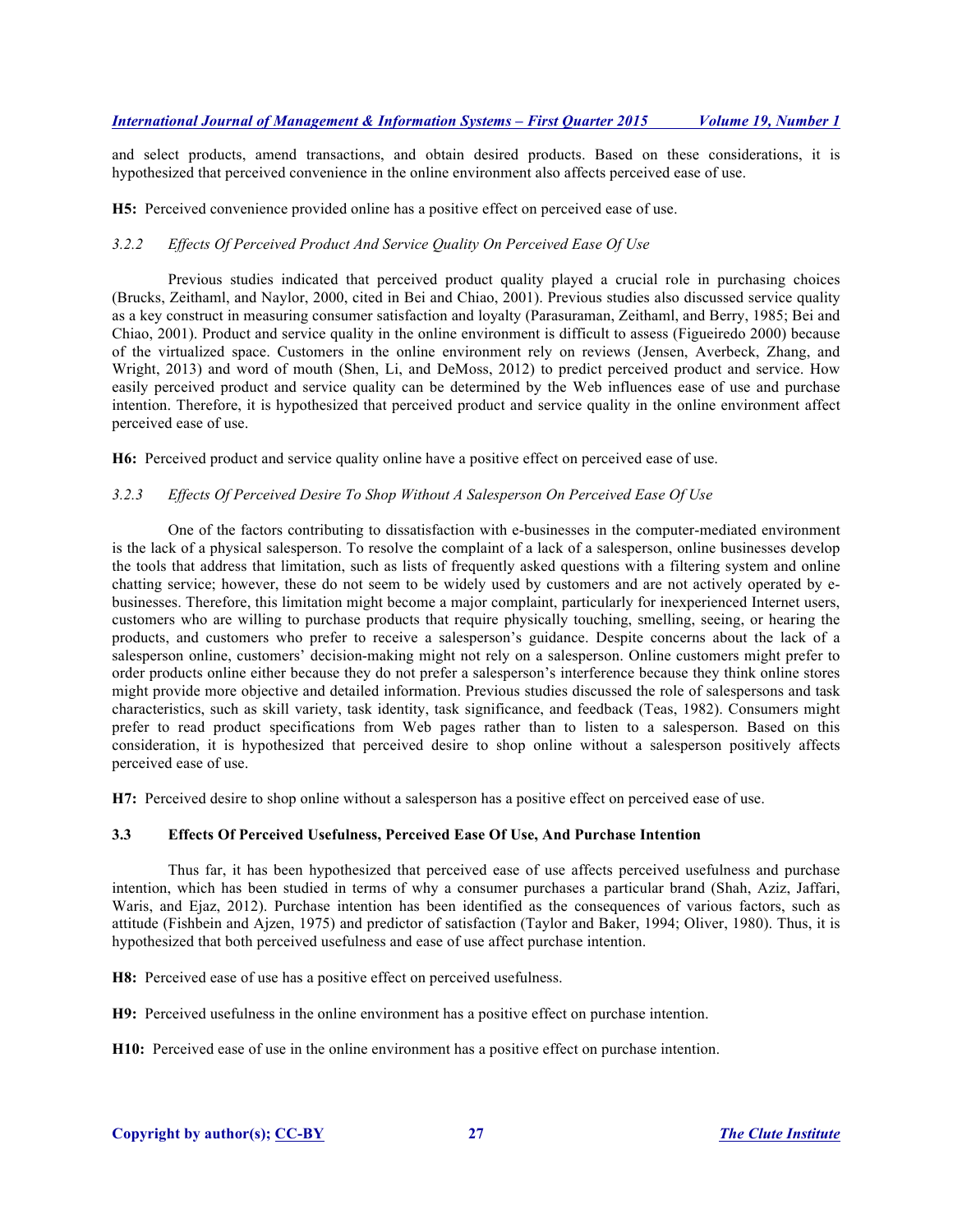and select products, amend transactions, and obtain desired products. Based on these considerations, it is hypothesized that perceived convenience in the online environment also affects perceived ease of use.

**H5:** Perceived convenience provided online has a positive effect on perceived ease of use.

### *3.2.2 Effects Of Perceived Product And Service Quality On Perceived Ease Of Use*

Previous studies indicated that perceived product quality played a crucial role in purchasing choices (Brucks, Zeithaml, and Naylor, 2000, cited in Bei and Chiao, 2001). Previous studies also discussed service quality as a key construct in measuring consumer satisfaction and loyalty (Parasuraman, Zeithaml, and Berry, 1985; Bei and Chiao, 2001). Product and service quality in the online environment is difficult to assess (Figueiredo 2000) because of the virtualized space. Customers in the online environment rely on reviews (Jensen, Averbeck, Zhang, and Wright, 2013) and word of mouth (Shen, Li, and DeMoss, 2012) to predict perceived product and service. How easily perceived product and service quality can be determined by the Web influences ease of use and purchase intention. Therefore, it is hypothesized that perceived product and service quality in the online environment affect perceived ease of use.

**H6:** Perceived product and service quality online have a positive effect on perceived ease of use.

### *3.2.3 Effects Of Perceived Desire To Shop Without A Salesperson On Perceived Ease Of Use*

One of the factors contributing to dissatisfaction with e-businesses in the computer-mediated environment is the lack of a physical salesperson. To resolve the complaint of a lack of a salesperson, online businesses develop the tools that address that limitation, such as lists of frequently asked questions with a filtering system and online chatting service; however, these do not seem to be widely used by customers and are not actively operated by e-businesses. Therefore, this limitation might become a major complaint, particularly for inexperienced Internet users, customers who are willing to purchase products that require physically touching, smelling, seeing, or hearing the products, and customers who prefer to receive a salesperson's guidance. Despite concerns about the lack of a salesperson online, customers' decision-making might not rely on a salesperson. Online customers might prefer to order products online either because they do not prefer a salesperson's interference because they think online stores might provide more objective and detailed information. Previous studies discussed the role of salespersons and task characteristics, such as skill variety, task identity, task significance, and feedback (Teas, 1982). Consumers might prefer to read product specifications from Web pages rather than to listen to a salesperson. Based on this consideration, it is hypothesized that perceived desire to shop online without a salesperson positively affects perceived ease of use.

**H7:** Perceived desire to shop online without a salesperson has a positive effect on perceived ease of use.

## 3.3 Effects Of Perceived Usefulness, Perceived Ease Of Use, And Purchase Intention

Thus far, it has been hypothesized that perceived ease of use affects perceived usefulness and purchase intention, which has been studied in terms of why a consumer purchases a particular brand (Shah, Aziz, Jaffari, Waris, and Ejaz, 2012). Purchase intention has been identified as the consequences of various factors, such as attitude (Fishbein and Ajzen, 1975) and predictor of satisfaction (Taylor and Baker, 1994; Oliver, 1980). Thus, it is hypothesized that both perceived usefulness and ease of use affect purchase intention.

**H8:** Perceived ease of use has a positive effect on perceived usefulness.

**H9:** Perceived usefulness in the online environment has a positive effect on purchase intention.

**H10:** Perceived ease of use in the online environment has a positive effect on purchase intention.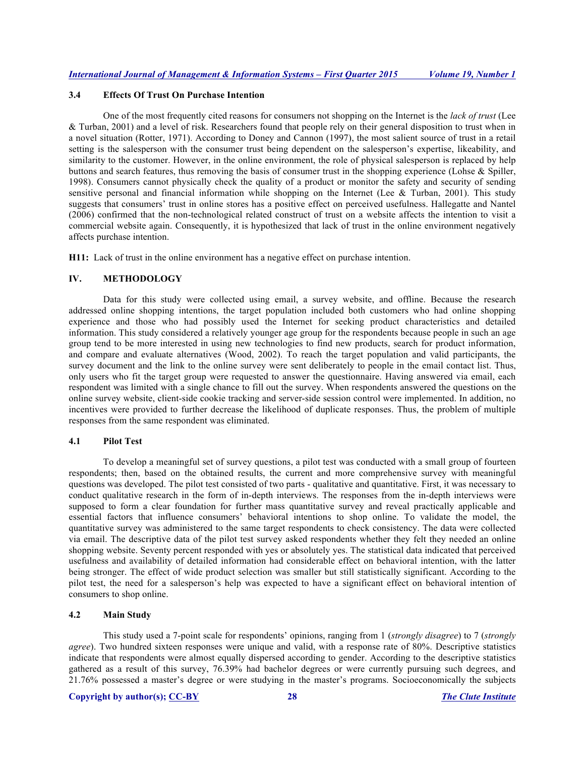### 3.4 Effects Of Trust On Purchase Intention

One of the most frequently cited reasons for consumers not shopping on the Internet is the *lack of trust* (Lee & Turban, 2001) and a level of risk. Researchers found that people rely on their general disposition to trust when in a novel situation (Rotter, 1971). According to Doney and Cannon (1997), the most salient source of trust in a retail setting is the salesperson with the consumer trust being dependent on the salesperson's expertise, likeability, and similarity to the customer. However, in the online environment, the role of physical salesperson is replaced by help buttons and search features, thus removing the basis of consumer trust in the shopping experience (Lohse & Spiller, 1998). Consumers cannot physically check the quality of a product or monitor the safety and security of sending sensitive personal and financial information while shopping on the Internet (Lee & Turban, 2001). This study suggests that consumers' trust in online stores has a positive effect on perceived usefulness. Hallegatte and Nantel (2006) confirmed that the non-technological related construct of trust on a website affects the intention to visit a commercial website again. Consequently, it is hypothesized that lack of trust in the online environment negatively affects purchase intention.

**H11:** Lack of trust in the online environment has a negative effect on purchase intention.

## IV. METHODOLOGY

Data for this study were collected using email, a survey website, and offline. Because the research addressed online shopping intentions, the target population included both customers who had online shopping experience and those who had possibly used the Internet for seeking product characteristics and detailed information. This study considered a relatively younger age group for the respondents because people in such an age group tend to be more interested in using new technologies to find new products, search for product information, and compare and evaluate alternatives (Wood, 2002). To reach the target population and valid participants, the survey document and the link to the online survey were sent deliberately to people in the email contact list. Thus, only users who fit the target group were requested to answer the questionnaire. Having answered via email, each respondent was limited with a single chance to fill out the survey. When respondents answered the questions on the online survey website, client-side cookie tracking and server-side session control were implemented. In addition, no incentives were provided to further decrease the likelihood of duplicate responses. Thus, the problem of multiple responses from the same respondent was eliminated.

### 4.1 Pilot Test

To develop a meaningful set of survey questions, a pilot test was conducted with a small group of fourteen respondents; then, based on the obtained results, the current and more comprehensive survey with meaningful questions was developed. The pilot test consisted of two parts - qualitative and quantitative. First, it was necessary to conduct qualitative research in the form of in-depth interviews. The responses from the in-depth interviews were supposed to form a clear foundation for further mass quantitative survey and reveal practically applicable and essential factors that influence consumers' behavioral intentions to shop online. To validate the model, the quantitative survey was administered to the same target respondents to check consistency. The data were collected via email. The descriptive data of the pilot test survey asked respondents whether they felt they needed an online shopping website. Seventy percent responded with yes or absolutely yes. The statistical data indicated that perceived usefulness and availability of detailed information had considerable effect on behavioral intention, with the latter being stronger. The effect of wide product selection was smaller but still statistically significant. According to the pilot test, the need for a salesperson's help was expected to have a significant effect on behavioral intention of consumers to shop online.

### 4.2 Main Study

This study used a 7-point scale for respondents' opinions, ranging from 1 (*strongly disagree*) to 7 (*strongly agree*). Two hundred sixteen responses were unique and valid, with a response rate of 80%. Descriptive statistics indicate that respondents were almost equally dispersed according to gender. According to the descriptive statistics gathered as a result of this survey, 76.39% had bachelor degrees or were currently pursuing such degrees, and 21.76% possessed a master's degree or were studying in the master's programs. Socioeconomically the subjects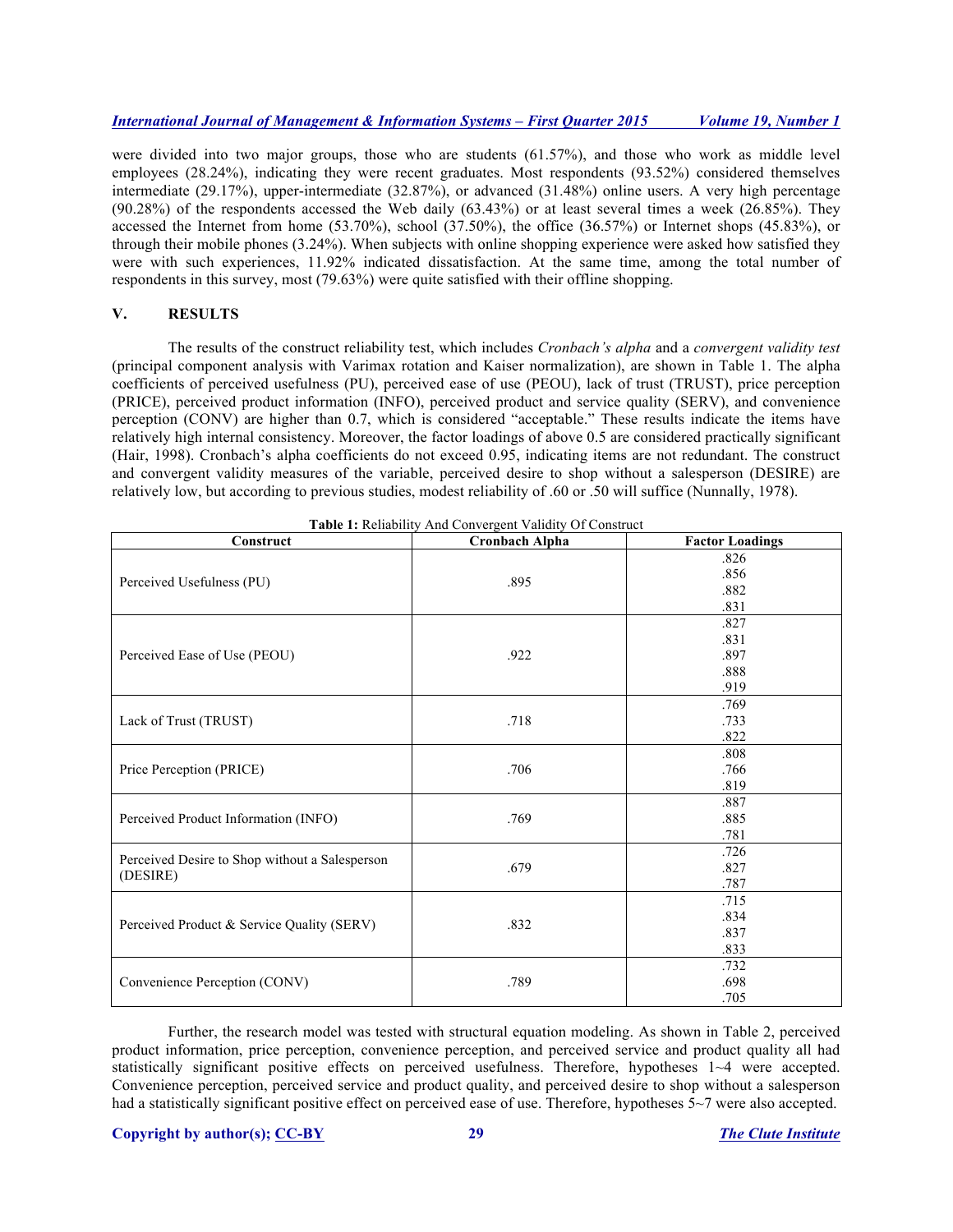were divided into two major groups, those who are students (61.57%), and those who work as middle level employees (28.24%), indicating they were recent graduates. Most respondents (93.52%) considered themselves intermediate (29.17%), upper-intermediate (32.87%), or advanced (31.48%) online users. A very high percentage (90.28%) of the respondents accessed the Web daily (63.43%) or at least several times a week (26.85%). They accessed the Internet from home (53.70%), school (37.50%), the office (36.57%) or Internet shops (45.83%), or through their mobile phones (3.24%). When subjects with online shopping experience were asked how satisfied they were with such experiences, 11.92% indicated dissatisfaction. At the same time, among the total number of respondents in this survey, most (79.63%) were quite satisfied with their offline shopping.

## V. RESULTS

The results of the construct reliability test, which includes *Cronbach's alpha* and a *convergent validity test* (principal component analysis with Varimax rotation and Kaiser normalization), are shown in Table 1. The alpha coefficients of perceived usefulness (PU), perceived ease of use (PEOU), lack of trust (TRUST), price perception (PRICE), perceived product information (INFO), perceived product and service quality (SERV), and convenience perception (CONV) are higher than 0.7, which is considered "acceptable." These results indicate the items have relatively high internal consistency. Moreover, the factor loadings of above 0.5 are considered practically significant (Hair, 1998). Cronbach's alpha coefficients do not exceed 0.95, indicating items are not redundant. The construct and convergent validity measures of the variable, perceived desire to shop without a salesperson (DESIRE) are relatively low, but according to previous studies, modest reliability of .60 or .50 will suffice (Nunnally, 1978).

**Table 1:** Reliability And Convergent Validity Of Construct

| Construct | Cronbach Alpha | Factor Loadings |
|---|---|---|
| Perceived Usefulness (PU) | .895 | .826<br>.856<br>.882<br>.831 |
| Perceived Ease of Use (PEOU) | .922 | .827<br>.831<br>.897<br>.888<br>.919 |
| Lack of Trust (TRUST) | .718 | .769<br>.733<br>.822 |
| Price Perception (PRICE) | .706 | .808<br>.766<br>.819 |
| Perceived Product Information (INFO) | .769 | .887<br>.885<br>.781 |
| Perceived Desire to Shop without a Salesperson (DESIRE) | .679 | .726<br>.827<br>.787 |
| Perceived Product & Service Quality (SERV) | .832 | .715<br>.834<br>.837<br>.833 |
| Convenience Perception (CONV) | .789 | .732<br>.698<br>.705 |

Further, the research model was tested with structural equation modeling. As shown in Table 2, perceived product information, price perception, convenience perception, and perceived service and product quality all had statistically significant positive effects on perceived usefulness. Therefore, hypotheses 1~4 were accepted. Convenience perception, perceived service and product quality, and perceived desire to shop without a salesperson had a statistically significant positive effect on perceived ease of use. Therefore, hypotheses 5~7 were also accepted.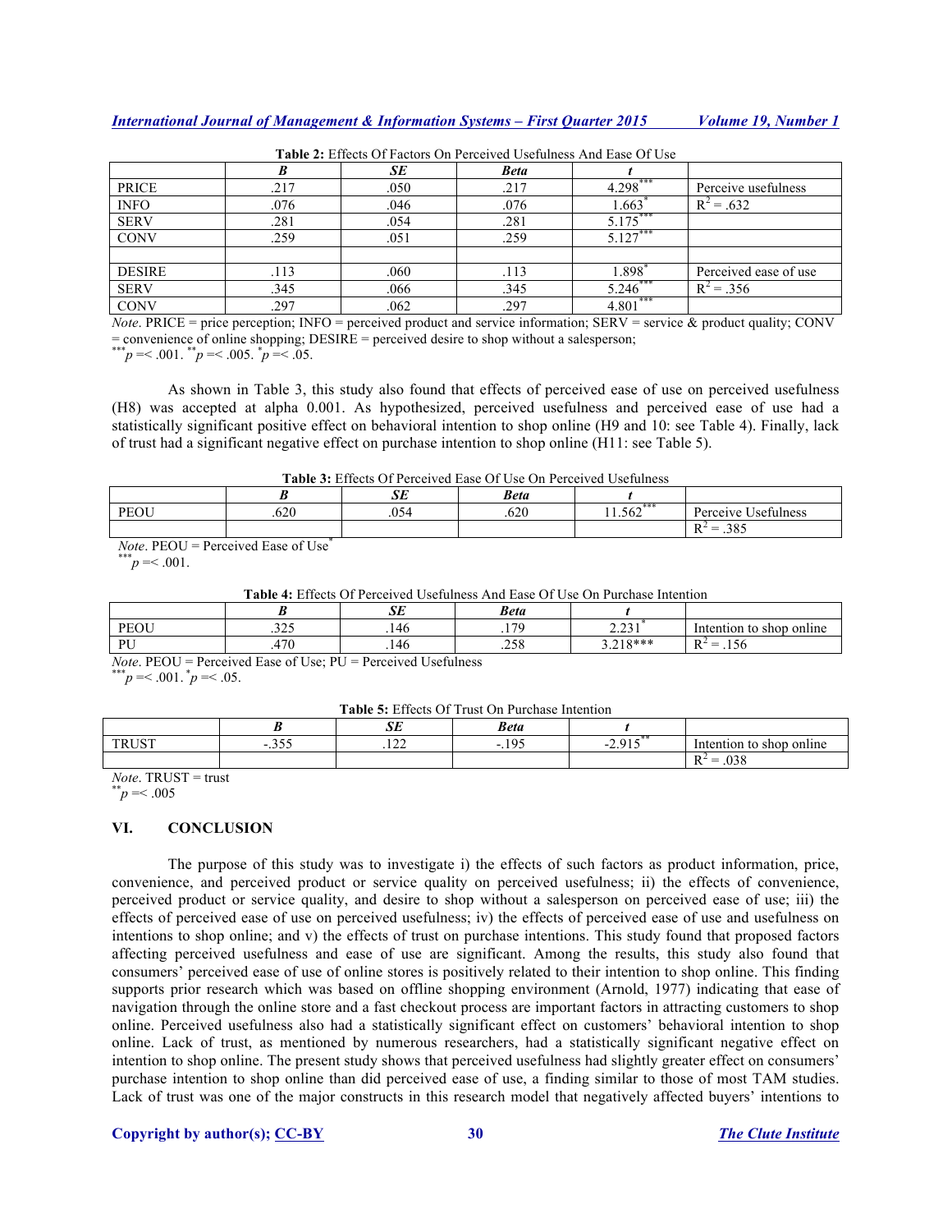**Table 2:** Effects Of Factors On Perceived Usefulness And Ease Of Use

| | *B* | *SE* | *Beta* | *t* | |
|---|---|---|---|---|---|
| PRICE | .217 | .050 | .217 | $4.298^{***}$ | Perceive usefulness |
| INFO | .076 | .046 | .076 | $1.663^{*}$ | $R^2 = .632$ |
| SERV | .281 | .054 | .281 | $5.175^{***}$ | |
| CONV | .259 | .051 | .259 | $5.127^{***}$ | |
| | | | | | |
| DESIRE | .113 | .060 | .113 | $1.898^{*}$ | Perceived ease of use |
| SERV | .345 | .066 | .345 | $5.246^{***}$ | $R^2 = .356$ |
| CONV | .297 | .062 | .297 | $4.801^{***}$ | |

*Note*. PRICE = price perception; INFO = perceived product and service information; SERV = service & product quality; CONV = convenience of online shopping; DESIRE = perceived desire to shop without a salesperson;
$^{***}p$ =< .001. $^{**}p$ =< .005. $^{*}p$ =< .05.

As shown in Table 3, this study also found that effects of perceived ease of use on perceived usefulness (H8) was accepted at alpha 0.001. As hypothesized, perceived usefulness and perceived ease of use had a statistically significant positive effect on behavioral intention to shop online (H9 and 10: see Table 4). Finally, lack of trust had a significant negative effect on purchase intention to shop online (H11: see Table 5).

**Table 3:** Effects Of Perceived Ease Of Use On Perceived Usefulness

| | *B* | *SE* | *Beta* | *t* | |
|---|---|---|---|---|---|
| PEOU | .620 | .054 | .620 | $11.562^{***}$ | Perceive Usefulness |
| | | | | | $R^2 = .385$ |

*Note*. PEOU = Perceived Ease of Use*
$^{***}p$ =< .001.

**Table 4:** Effects Of Perceived Usefulness And Ease Of Use On Purchase Intention

| | *B* | *SE* | *Beta* | *t* | |
|---|---|---|---|---|---|
| PEOU | .325 | .146 | .179 | $2.231^{*}$ | Intention to shop online |
| PU | .470 | .146 | .258 | 3.218*** | $R^2 = .156$ |

*Note*. PEOU = Perceived Ease of Use; PU = Perceived Usefulness
$^{***}p$ =< .001. $^{*}p$ =< .05.

**Table 5:** Effects Of Trust On Purchase Intention

| | *B* | *SE* | *Beta* | *t* | |
|---|---|---|---|---|---|
| TRUST | -.355 | .122 | -.195 | $-2.915^{**}$ | Intention to shop online |
| | | | | | $R^2 = .038$ |

*Note*. TRUST = trust
$^{**}p$ =< .005

## VI. CONCLUSION

The purpose of this study was to investigate i) the effects of such factors as product information, price, convenience, and perceived product or service quality on perceived usefulness; ii) the effects of convenience, perceived product or service quality, and desire to shop without a salesperson on perceived ease of use; iii) the effects of perceived ease of use on perceived usefulness; iv) the effects of perceived ease of use and usefulness on intentions to shop online; and v) the effects of trust on purchase intentions. This study found that proposed factors affecting perceived usefulness and ease of use are significant. Among the results, this study also found that consumers' perceived ease of use of online stores is positively related to their intention to shop online. This finding supports prior research which was based on offline shopping environment (Arnold, 1977) indicating that ease of navigation through the online store and a fast checkout process are important factors in attracting customers to shop online. Perceived usefulness also had a statistically significant effect on customers' behavioral intention to shop online. Lack of trust, as mentioned by numerous researchers, had a statistically significant negative effect on intention to shop online. The present study shows that perceived usefulness had slightly greater effect on consumers' purchase intention to shop online than did perceived ease of use, a finding similar to those of most TAM studies. Lack of trust was one of the major constructs in this research model that negatively affected buyers' intentions to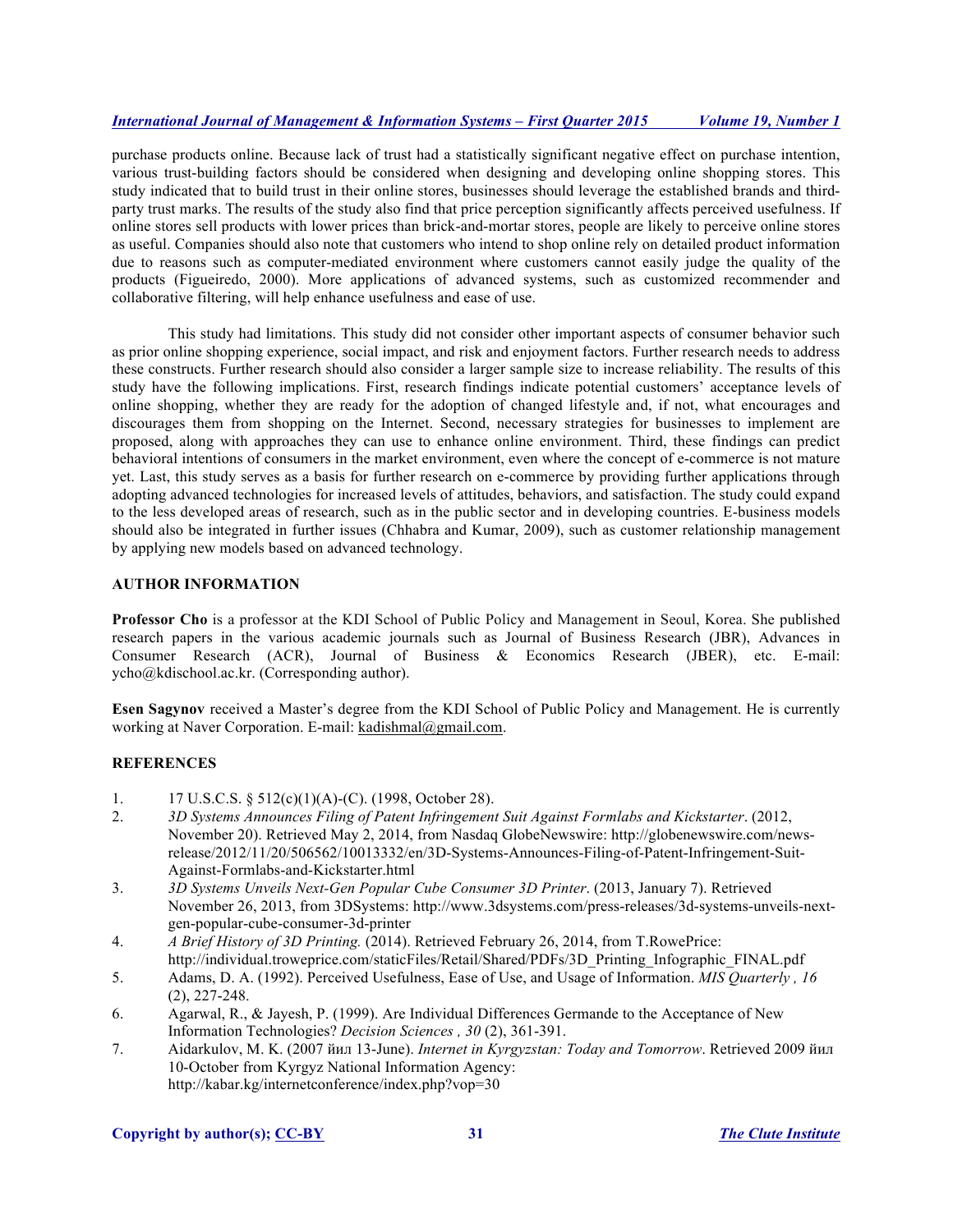purchase products online. Because lack of trust had a statistically significant negative effect on purchase intention, various trust-building factors should be considered when designing and developing online shopping stores. This study indicated that to build trust in their online stores, businesses should leverage the established brands and third-party trust marks. The results of the study also find that price perception significantly affects perceived usefulness. If online stores sell products with lower prices than brick-and-mortar stores, people are likely to perceive online stores as useful. Companies should also note that customers who intend to shop online rely on detailed product information due to reasons such as computer-mediated environment where customers cannot easily judge the quality of the products (Figueiredo, 2000). More applications of advanced systems, such as customized recommender and collaborative filtering, will help enhance usefulness and ease of use.

This study had limitations. This study did not consider other important aspects of consumer behavior such as prior online shopping experience, social impact, and risk and enjoyment factors. Further research needs to address these constructs. Further research should also consider a larger sample size to increase reliability. The results of this study have the following implications. First, research findings indicate potential customers' acceptance levels of online shopping, whether they are ready for the adoption of changed lifestyle and, if not, what encourages and discourages them from shopping on the Internet. Second, necessary strategies for businesses to implement are proposed, along with approaches they can use to enhance online environment. Third, these findings can predict behavioral intentions of consumers in the market environment, even where the concept of e-commerce is not mature yet. Last, this study serves as a basis for further research on e-commerce by providing further applications through adopting advanced technologies for increased levels of attitudes, behaviors, and satisfaction. The study could expand to the less developed areas of research, such as in the public sector and in developing countries. E-business models should also be integrated in further issues (Chhabra and Kumar, 2009), such as customer relationship management by applying new models based on advanced technology.

## AUTHOR INFORMATION

**Professor Cho** is a professor at the KDI School of Public Policy and Management in Seoul, Korea. She published research papers in the various academic journals such as Journal of Business Research (JBR), Advances in Consumer Research (ACR), Journal of Business & Economics Research (JBER), etc. E-mail: ycho@kdischool.ac.kr. (Corresponding author).

**Esen Sagynov** received a Master's degree from the KDI School of Public Policy and Management. He is currently working at Naver Corporation. E-mail: kadishmal@gmail.com.

## REFERENCES

1. 17 U.S.C.S. § 512(c)(1)(A)-(C). (1998, October 28).
2. *3D Systems Announces Filing of Patent Infringement Suit Against Formlabs and Kickstarter*. (2012, November 20). Retrieved May 2, 2014, from Nasdaq GlobeNewswire: http://globenewswire.com/news-release/2012/11/20/506562/10013332/en/3D-Systems-Announces-Filing-of-Patent-Infringement-Suit-Against-Formlabs-and-Kickstarter.html
3. *3D Systems Unveils Next-Gen Popular Cube Consumer 3D Printer*. (2013, January 7). Retrieved November 26, 2013, from 3DSystems: http://www.3dsystems.com/press-releases/3d-systems-unveils-next-gen-popular-cube-consumer-3d-printer
4. *A Brief History of 3D Printing.* (2014). Retrieved February 26, 2014, from T.RowePrice: http://individual.troweprice.com/staticFiles/Retail/Shared/PDFs/3D_Printing_Infographic_FINAL.pdf
5. Adams, D. A. (1992). Perceived Usefulness, Ease of Use, and Usage of Information. *MIS Quarterly , 16* (2), 227-248.
6. Agarwal, R., & Jayesh, P. (1999). Are Individual Differences Germande to the Acceptance of New Information Technologies? *Decision Sciences , 30* (2), 361-391.
7. Aidarkulov, M. K. (2007 йил 13-June). *Internet in Kyrgyzstan: Today and Tomorrow*. Retrieved 2009 йил 10-October from Kyrgyz National Information Agency: http://kabar.kg/internetconference/index.php?vop=30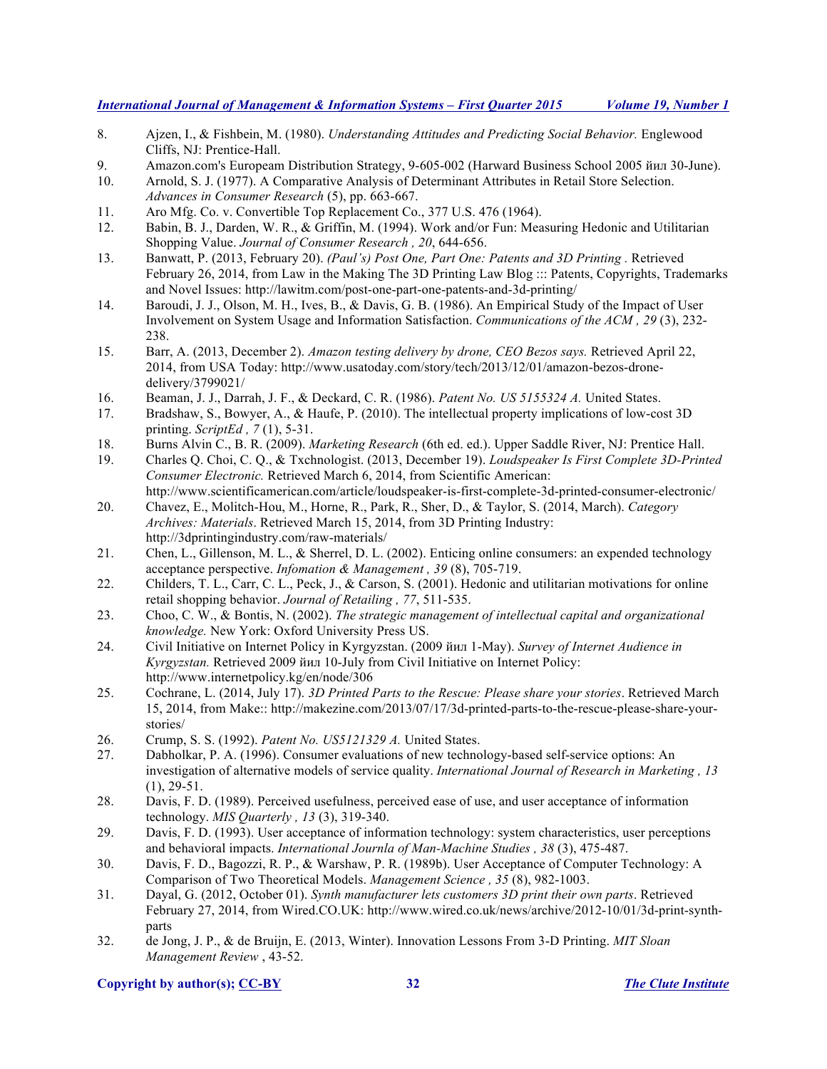8. Ajzen, I., & Fishbein, M. (1980). *Understanding Attitudes and Predicting Social Behavior.* Englewood Cliffs, NJ: Prentice-Hall.
9. Amazon.com's Europeam Distribution Strategy, 9-605-002 (Harward Business School 2005 йил 30-June).
10. Arnold, S. J. (1977). A Comparative Analysis of Determinant Attributes in Retail Store Selection. *Advances in Consumer Research* (5), pp. 663-667.
11. Aro Mfg. Co. v. Convertible Top Replacement Co., 377 U.S. 476 (1964).
12. Babin, B. J., Darden, W. R., & Griffin, M. (1994). Work and/or Fun: Measuring Hedonic and Utilitarian Shopping Value. *Journal of Consumer Research , 20*, 644-656.
13. Banwatt, P. (2013, February 20). *(Paul's) Post One, Part One: Patents and 3D Printing .* Retrieved February 26, 2014, from Law in the Making The 3D Printing Law Blog ::: Patents, Copyrights, Trademarks and Novel Issues: http://lawitm.com/post-one-part-one-patents-and-3d-printing/
14. Baroudi, J. J., Olson, M. H., Ives, B., & Davis, G. B. (1986). An Empirical Study of the Impact of User Involvement on System Usage and Information Satisfaction. *Communications of the ACM , 29* (3), 232-238.
15. Barr, A. (2013, December 2). *Amazon testing delivery by drone, CEO Bezos says.* Retrieved April 22, 2014, from USA Today: http://www.usatoday.com/story/tech/2013/12/01/amazon-bezos-drone-delivery/3799021/
16. Beaman, J. J., Darrah, J. F., & Deckard, C. R. (1986). *Patent No. US 5155324 A.* United States.
17. Bradshaw, S., Bowyer, A., & Haufe, P. (2010). The intellectual property implications of low-cost 3D printing. *ScriptEd , 7* (1), 5-31.
18. Burns Alvin C., B. R. (2009). *Marketing Research* (6th ed. ed.). Upper Saddle River, NJ: Prentice Hall.
19. Charles Q. Choi, C. Q., & Txchnologist. (2013, December 19). *Loudspeaker Is First Complete 3D-Printed Consumer Electronic.* Retrieved March 6, 2014, from Scientific American: http://www.scientificamerican.com/article/loudspeaker-is-first-complete-3d-printed-consumer-electronic/
20. Chavez, E., Molitch-Hou, M., Horne, R., Park, R., Sher, D., & Taylor, S. (2014, March). *Category Archives: Materials*. Retrieved March 15, 2014, from 3D Printing Industry: http://3dprintingindustry.com/raw-materials/
21. Chen, L., Gillenson, M. L., & Sherrel, D. L. (2002). Enticing online consumers: an expended technology acceptance perspective. *Infomation & Management , 39* (8), 705-719.
22. Childers, T. L., Carr, C. L., Peck, J., & Carson, S. (2001). Hedonic and utilitarian motivations for online retail shopping behavior. *Journal of Retailing , 77*, 511-535.
23. Choo, C. W., & Bontis, N. (2002). *The strategic management of intellectual capital and organizational knowledge.* New York: Oxford University Press US.
24. Civil Initiative on Internet Policy in Kyrgyzstan. (2009 йил 1-May). *Survey of Internet Audience in Kyrgyzstan.* Retrieved 2009 йил 10-July from Civil Initiative on Internet Policy: http://www.internetpolicy.kg/en/node/306
25. Cochrane, L. (2014, July 17). *3D Printed Parts to the Rescue: Please share your stories*. Retrieved March 15, 2014, from Make:: http://makezine.com/2013/07/17/3d-printed-parts-to-the-rescue-please-share-your-stories/
26. Crump, S. S. (1992). *Patent No. US5121329 A.* United States.
27. Dabholkar, P. A. (1996). Consumer evaluations of new technology-based self-service options: An investigation of alternative models of service quality. *International Journal of Research in Marketing , 13* (1), 29-51.
28. Davis, F. D. (1989). Perceived usefulness, perceived ease of use, and user acceptance of information technology. *MIS Quarterly , 13* (3), 319-340.
29. Davis, F. D. (1993). User acceptance of information technology: system characteristics, user perceptions and behavioral impacts. *International Journla of Man-Machine Studies , 38* (3), 475-487.
30. Davis, F. D., Bagozzi, R. P., & Warshaw, P. R. (1989b). User Acceptance of Computer Technology: A Comparison of Two Theoretical Models. *Management Science , 35* (8), 982-1003.
31. Dayal, G. (2012, October 01). *Synth manufacturer lets customers 3D print their own parts*. Retrieved February 27, 2014, from Wired.CO.UK: http://www.wired.co.uk/news/archive/2012-10/01/3d-print-synth-parts
32. de Jong, J. P., & de Bruijn, E. (2013, Winter). Innovation Lessons From 3-D Printing. *MIT Sloan Management Review* , 43-52.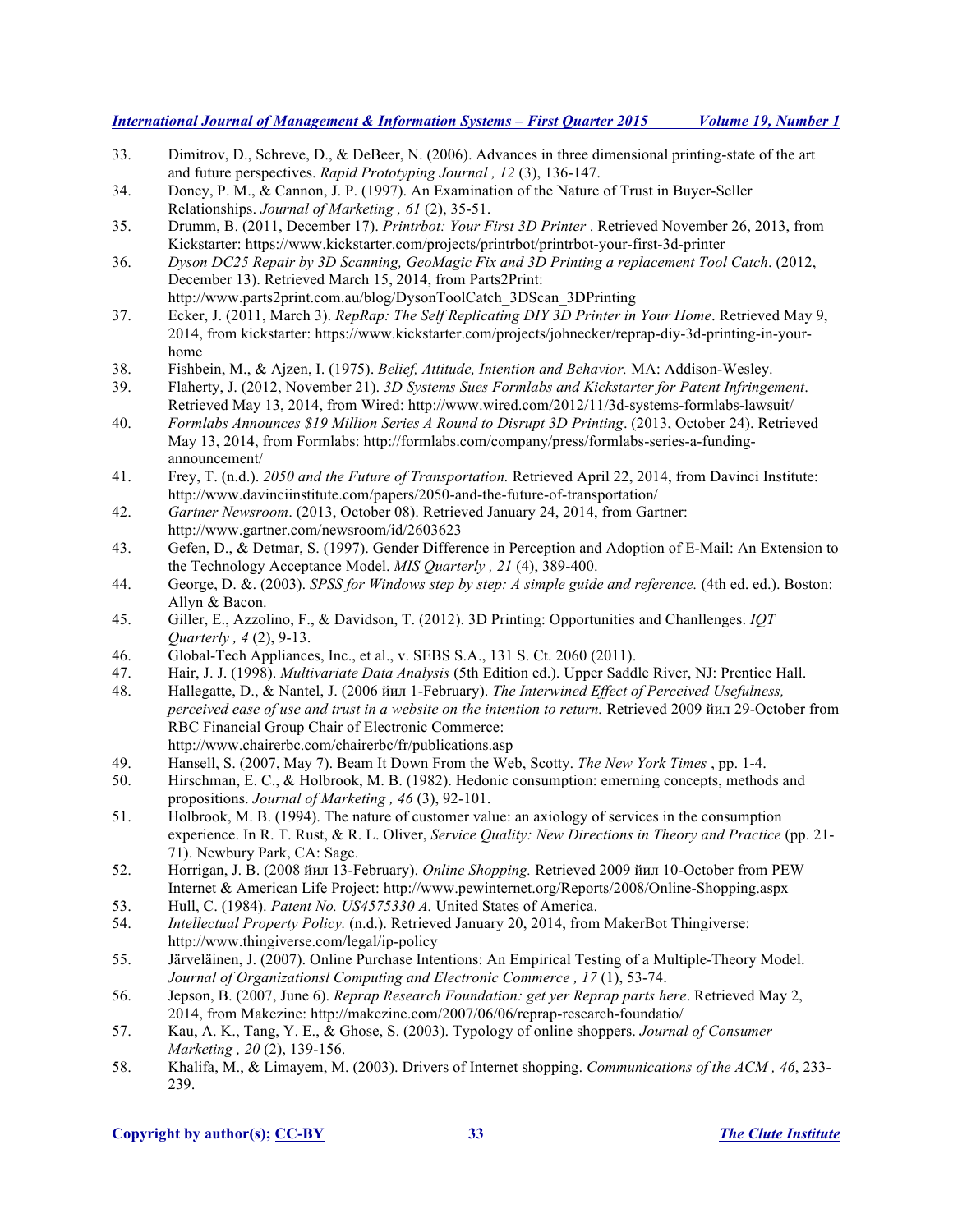33. Dimitrov, D., Schreve, D., & DeBeer, N. (2006). Advances in three dimensional printing-state of the art and future perspectives. *Rapid Prototyping Journal , 12* (3), 136-147.
34. Doney, P. M., & Cannon, J. P. (1997). An Examination of the Nature of Trust in Buyer-Seller Relationships. *Journal of Marketing , 61* (2), 35-51.
35. Drumm, B. (2011, December 17). *Printrbot: Your First 3D Printer* . Retrieved November 26, 2013, from Kickstarter: https://www.kickstarter.com/projects/printrbot/printrbot-your-first-3d-printer
36. *Dyson DC25 Repair by 3D Scanning, GeoMagic Fix and 3D Printing a replacement Tool Catch*. (2012, December 13). Retrieved March 15, 2014, from Parts2Print: http://www.parts2print.com.au/blog/DysonToolCatch_3DScan_3DPrinting
37. Ecker, J. (2011, March 3). *RepRap: The Self Replicating DIY 3D Printer in Your Home*. Retrieved May 9, 2014, from kickstarter: https://www.kickstarter.com/projects/johnecker/reprap-diy-3d-printing-in-your-home
38. Fishbein, M., & Ajzen, I. (1975). *Belief, Attitude, Intention and Behavior.* MA: Addison-Wesley.
39. Flaherty, J. (2012, November 21). *3D Systems Sues Formlabs and Kickstarter for Patent Infringement*. Retrieved May 13, 2014, from Wired: http://www.wired.com/2012/11/3d-systems-formlabs-lawsuit/
40. *Formlabs Announces $19 Million Series A Round to Disrupt 3D Printing*. (2013, October 24). Retrieved May 13, 2014, from Formlabs: http://formlabs.com/company/press/formlabs-series-a-funding-announcement/
41. Frey, T. (n.d.). *2050 and the Future of Transportation.* Retrieved April 22, 2014, from Davinci Institute: http://www.davinciinstitute.com/papers/2050-and-the-future-of-transportation/
42. *Gartner Newsroom*. (2013, October 08). Retrieved January 24, 2014, from Gartner: http://www.gartner.com/newsroom/id/2603623
43. Gefen, D., & Detmar, S. (1997). Gender Difference in Perception and Adoption of E-Mail: An Extension to the Technology Acceptance Model. *MIS Quarterly , 21* (4), 389-400.
44. George, D. &. (2003). *SPSS for Windows step by step: A simple guide and reference.* (4th ed. ed.). Boston: Allyn & Bacon.
45. Giller, E., Azzolino, F., & Davidson, T. (2012). 3D Printing: Opportunities and Chanllenges. *IQT Quarterly , 4* (2), 9-13.
46. Global-Tech Appliances, Inc., et al., v. SEBS S.A., 131 S. Ct. 2060 (2011).
47. Hair, J. J. (1998). *Multivariate Data Analysis* (5th Edition ed.). Upper Saddle River, NJ: Prentice Hall.
48. Hallegatte, D., & Nantel, J. (2006 йил 1-February). *The Interwined Effect of Perceived Usefulness, perceived ease of use and trust in a website on the intention to return.* Retrieved 2009 йил 29-October from RBC Financial Group Chair of Electronic Commerce: http://www.chairerbc.com/chairerbc/fr/publications.asp
49. Hansell, S. (2007, May 7). Beam It Down From the Web, Scotty. *The New York Times* , pp. 1-4.
50. Hirschman, E. C., & Holbrook, M. B. (1982). Hedonic consumption: emerning concepts, methods and propositions. *Journal of Marketing , 46* (3), 92-101.
51. Holbrook, M. B. (1994). The nature of customer value: an axiology of services in the consumption experience. In R. T. Rust, & R. L. Oliver, *Service Quality: New Directions in Theory and Practice* (pp. 21-71). Newbury Park, CA: Sage.
52. Horrigan, J. B. (2008 йил 13-February). *Online Shopping.* Retrieved 2009 йил 10-October from PEW Internet & American Life Project: http://www.pewinternet.org/Reports/2008/Online-Shopping.aspx
53. Hull, C. (1984). *Patent No. US4575330 A.* United States of America.
54. *Intellectual Property Policy.* (n.d.). Retrieved January 20, 2014, from MakerBot Thingiverse: http://www.thingiverse.com/legal/ip-policy
55. Järveläinen, J. (2007). Online Purchase Intentions: An Empirical Testing of a Multiple-Theory Model. *Journal of Organizationsl Computing and Electronic Commerce , 17* (1), 53-74.
56. Jepson, B. (2007, June 6). *Reprap Research Foundation: get yer Reprap parts here*. Retrieved May 2, 2014, from Makezine: http://makezine.com/2007/06/06/reprap-research-foundatio/
57. Kau, A. K., Tang, Y. E., & Ghose, S. (2003). Typology of online shoppers. *Journal of Consumer Marketing , 20* (2), 139-156.
58. Khalifa, M., & Limayem, M. (2003). Drivers of Internet shopping. *Communications of the ACM , 46*, 233-239.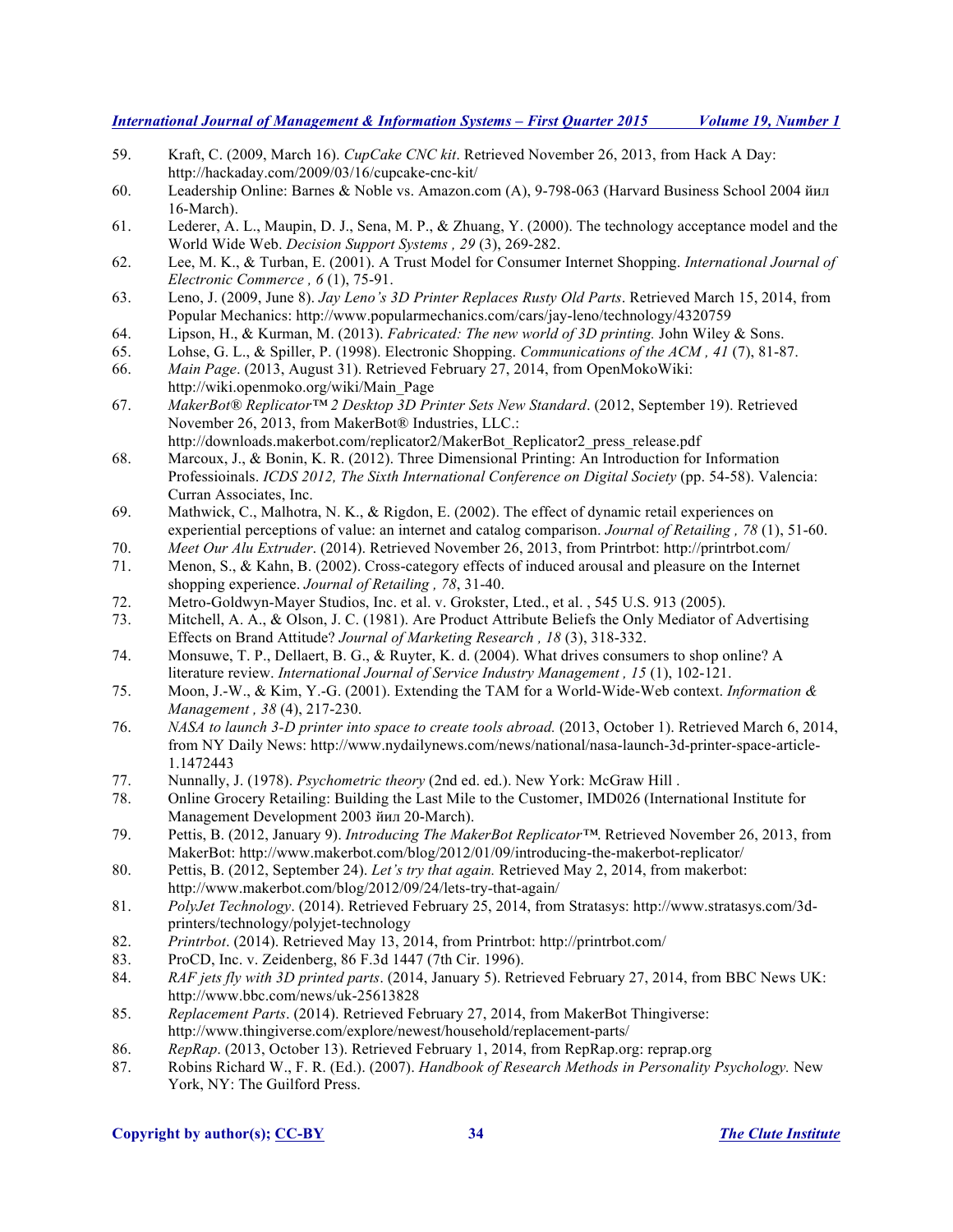59. Kraft, C. (2009, March 16). *CupCake CNC kit*. Retrieved November 26, 2013, from Hack A Day: http://hackaday.com/2009/03/16/cupcake-cnc-kit/
60. Leadership Online: Barnes & Noble vs. Amazon.com (A), 9-798-063 (Harvard Business School 2004 йил 16-March).
61. Lederer, A. L., Maupin, D. J., Sena, M. P., & Zhuang, Y. (2000). The technology acceptance model and the World Wide Web. *Decision Support Systems , 29* (3), 269-282.
62. Lee, M. K., & Turban, E. (2001). A Trust Model for Consumer Internet Shopping. *International Journal of Electronic Commerce , 6* (1), 75-91.
63. Leno, J. (2009, June 8). *Jay Leno's 3D Printer Replaces Rusty Old Parts*. Retrieved March 15, 2014, from Popular Mechanics: http://www.popularmechanics.com/cars/jay-leno/technology/4320759
64. Lipson, H., & Kurman, M. (2013). *Fabricated: The new world of 3D printing.* John Wiley & Sons.
65. Lohse, G. L., & Spiller, P. (1998). Electronic Shopping. *Communications of the ACM , 41* (7), 81-87.
66. *Main Page*. (2013, August 31). Retrieved February 27, 2014, from OpenMokoWiki: http://wiki.openmoko.org/wiki/Main_Page
67. *MakerBot® Replicator™ 2 Desktop 3D Printer Sets New Standard*. (2012, September 19). Retrieved November 26, 2013, from MakerBot® Industries, LLC.: http://downloads.makerbot.com/replicator2/MakerBot_Replicator2_press_release.pdf
68. Marcoux, J., & Bonin, K. R. (2012). Three Dimensional Printing: An Introduction for Information Professioinals. *ICDS 2012, The Sixth International Conference on Digital Society* (pp. 54-58). Valencia: Curran Associates, Inc.
69. Mathwick, C., Malhotra, N. K., & Rigdon, E. (2002). The effect of dynamic retail experiences on experiential perceptions of value: an internet and catalog comparison. *Journal of Retailing , 78* (1), 51-60.
70. *Meet Our Alu Extruder*. (2014). Retrieved November 26, 2013, from Printrbot: http://printrbot.com/
71. Menon, S., & Kahn, B. (2002). Cross-category effects of induced arousal and pleasure on the Internet shopping experience. *Journal of Retailing , 78*, 31-40.
72. Metro-Goldwyn-Mayer Studios, Inc. et al. v. Grokster, Lted., et al. , 545 U.S. 913 (2005).
73. Mitchell, A. A., & Olson, J. C. (1981). Are Product Attribute Beliefs the Only Mediator of Advertising Effects on Brand Attitude? *Journal of Marketing Research , 18* (3), 318-332.
74. Monsuwe, T. P., Dellaert, B. G., & Ruyter, K. d. (2004). What drives consumers to shop online? A literature review. *International Journal of Service Industry Management , 15* (1), 102-121.
75. Moon, J.-W., & Kim, Y.-G. (2001). Extending the TAM for a World-Wide-Web context. *Information & Management , 38* (4), 217-230.
76. *NASA to launch 3-D printer into space to create tools abroad.* (2013, October 1). Retrieved March 6, 2014, from NY Daily News: http://www.nydailynews.com/news/national/nasa-launch-3d-printer-space-article-1.1472443
77. Nunnally, J. (1978). *Psychometric theory* (2nd ed. ed.). New York: McGraw Hill .
78. Online Grocery Retailing: Building the Last Mile to the Customer, IMD026 (International Institute for Management Development 2003 йил 20-March).
79. Pettis, B. (2012, January 9). *Introducing The MakerBot Replicator™.* Retrieved November 26, 2013, from MakerBot: http://www.makerbot.com/blog/2012/01/09/introducing-the-makerbot-replicator/
80. Pettis, B. (2012, September 24). *Let's try that again.* Retrieved May 2, 2014, from makerbot: http://www.makerbot.com/blog/2012/09/24/lets-try-that-again/
81. *PolyJet Technology*. (2014). Retrieved February 25, 2014, from Stratasys: http://www.stratasys.com/3d-printers/technology/polyjet-technology
82. *Printrbot*. (2014). Retrieved May 13, 2014, from Printrbot: http://printrbot.com/
83. ProCD, Inc. v. Zeidenberg, 86 F.3d 1447 (7th Cir. 1996).
84. *RAF jets fly with 3D printed parts*. (2014, January 5). Retrieved February 27, 2014, from BBC News UK: http://www.bbc.com/news/uk-25613828
85. *Replacement Parts*. (2014). Retrieved February 27, 2014, from MakerBot Thingiverse: http://www.thingiverse.com/explore/newest/household/replacement-parts/
86. *RepRap*. (2013, October 13). Retrieved February 1, 2014, from RepRap.org: reprap.org
87. Robins Richard W., F. R. (Ed.). (2007). *Handbook of Research Methods in Personality Psychology.* New York, NY: The Guilford Press.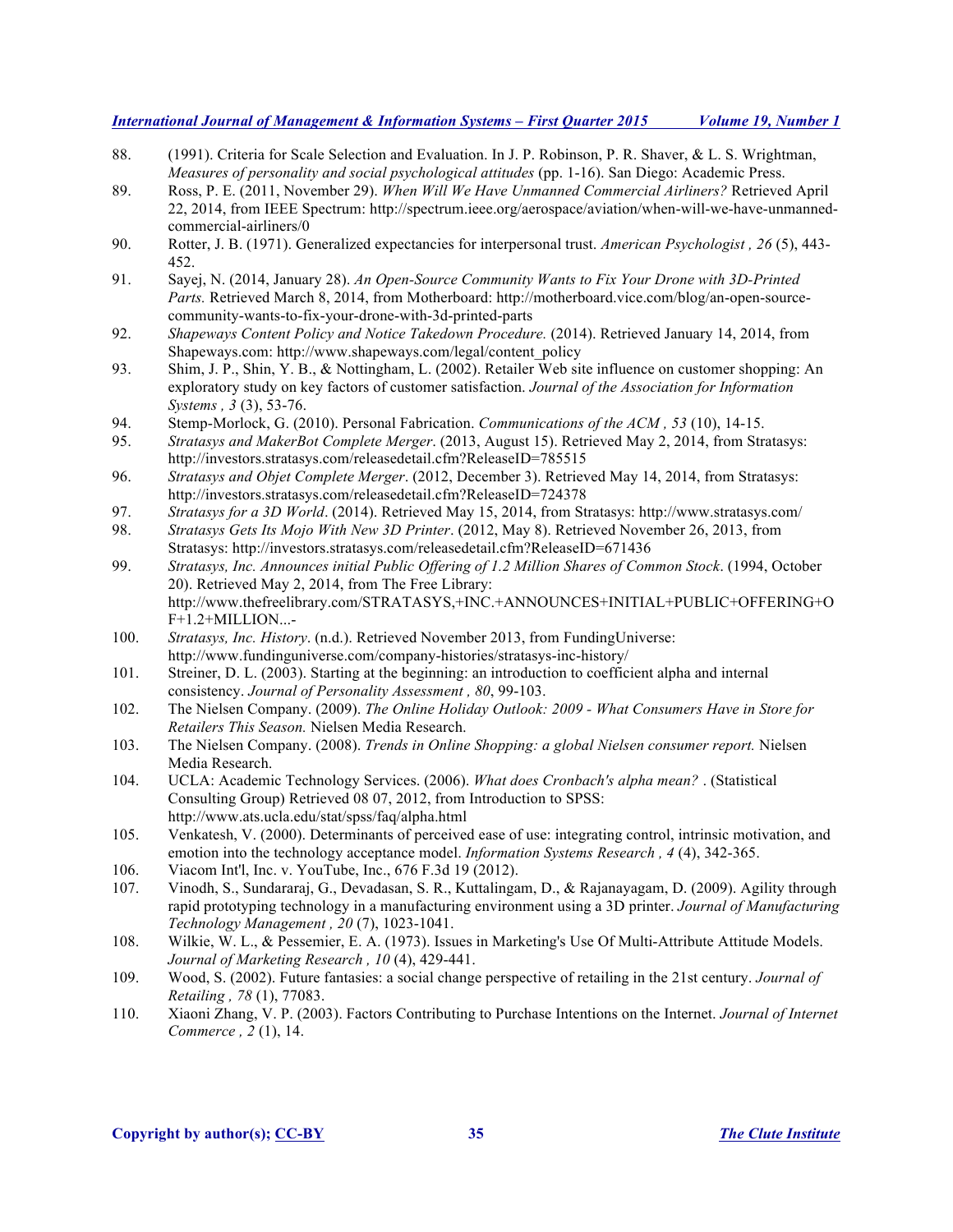88. (1991). Criteria for Scale Selection and Evaluation. In J. P. Robinson, P. R. Shaver, & L. S. Wrightman, *Measures of personality and social psychological attitudes* (pp. 1-16). San Diego: Academic Press.
89. Ross, P. E. (2011, November 29). *When Will We Have Unmanned Commercial Airliners?* Retrieved April 22, 2014, from IEEE Spectrum: http://spectrum.ieee.org/aerospace/aviation/when-will-we-have-unmanned-commercial-airliners/0
90. Rotter, J. B. (1971). Generalized expectancies for interpersonal trust. *American Psychologist , 26* (5), 443-452.
91. Sayej, N. (2014, January 28). *An Open-Source Community Wants to Fix Your Drone with 3D-Printed Parts.* Retrieved March 8, 2014, from Motherboard: http://motherboard.vice.com/blog/an-open-source-community-wants-to-fix-your-drone-with-3d-printed-parts
92. *Shapeways Content Policy and Notice Takedown Procedure.* (2014). Retrieved January 14, 2014, from Shapeways.com: http://www.shapeways.com/legal/content_policy
93. Shim, J. P., Shin, Y. B., & Nottingham, L. (2002). Retailer Web site influence on customer shopping: An exploratory study on key factors of customer satisfaction. *Journal of the Association for Information Systems , 3* (3), 53-76.
94. Stemp-Morlock, G. (2010). Personal Fabrication. *Communications of the ACM , 53* (10), 14-15.
95. *Stratasys and MakerBot Complete Merger*. (2013, August 15). Retrieved May 2, 2014, from Stratasys: http://investors.stratasys.com/releasedetail.cfm?ReleaseID=785515
96. *Stratasys and Objet Complete Merger*. (2012, December 3). Retrieved May 14, 2014, from Stratasys: http://investors.stratasys.com/releasedetail.cfm?ReleaseID=724378
97. *Stratasys for a 3D World*. (2014). Retrieved May 15, 2014, from Stratasys: http://www.stratasys.com/
98. *Stratasys Gets Its Mojo With New 3D Printer*. (2012, May 8). Retrieved November 26, 2013, from Stratasys: http://investors.stratasys.com/releasedetail.cfm?ReleaseID=671436
99. *Stratasys, Inc. Announces initial Public Offering of 1.2 Million Shares of Common Stock*. (1994, October 20). Retrieved May 2, 2014, from The Free Library: http://www.thefreelibrary.com/STRATASYS,+INC.+ANNOUNCES+INITIAL+PUBLIC+OFFERING+OF+1.2+MILLION...-
100. *Stratasys, Inc. History*. (n.d.). Retrieved November 2013, from FundingUniverse: http://www.fundinguniverse.com/company-histories/stratasys-inc-history/
101. Streiner, D. L. (2003). Starting at the beginning: an introduction to coefficient alpha and internal consistency. *Journal of Personality Assessment , 80*, 99-103.
102. The Nielsen Company. (2009). *The Online Holiday Outlook: 2009 - What Consumers Have in Store for Retailers This Season.* Nielsen Media Research.
103. The Nielsen Company. (2008). *Trends in Online Shopping: a global Nielsen consumer report.* Nielsen Media Research.
104. UCLA: Academic Technology Services. (2006). *What does Cronbach's alpha mean?* . (Statistical Consulting Group) Retrieved 08 07, 2012, from Introduction to SPSS: http://www.ats.ucla.edu/stat/spss/faq/alpha.html
105. Venkatesh, V. (2000). Determinants of perceived ease of use: integrating control, intrinsic motivation, and emotion into the technology acceptance model. *Information Systems Research , 4* (4), 342-365.
106. Viacom Int'l, Inc. v. YouTube, Inc., 676 F.3d 19 (2012).
107. Vinodh, S., Sundararaj, G., Devadasan, S. R., Kuttalingam, D., & Rajanayagam, D. (2009). Agility through rapid prototyping technology in a manufacturing environment using a 3D printer. *Journal of Manufacturing Technology Management , 20* (7), 1023-1041.
108. Wilkie, W. L., & Pessemier, E. A. (1973). Issues in Marketing's Use Of Multi-Attribute Attitude Models. *Journal of Marketing Research , 10* (4), 429-441.
109. Wood, S. (2002). Future fantasies: a social change perspective of retailing in the 21st century. *Journal of Retailing , 78* (1), 77083.
110. Xiaoni Zhang, V. P. (2003). Factors Contributing to Purchase Intentions on the Internet. *Journal of Internet Commerce , 2* (1), 14.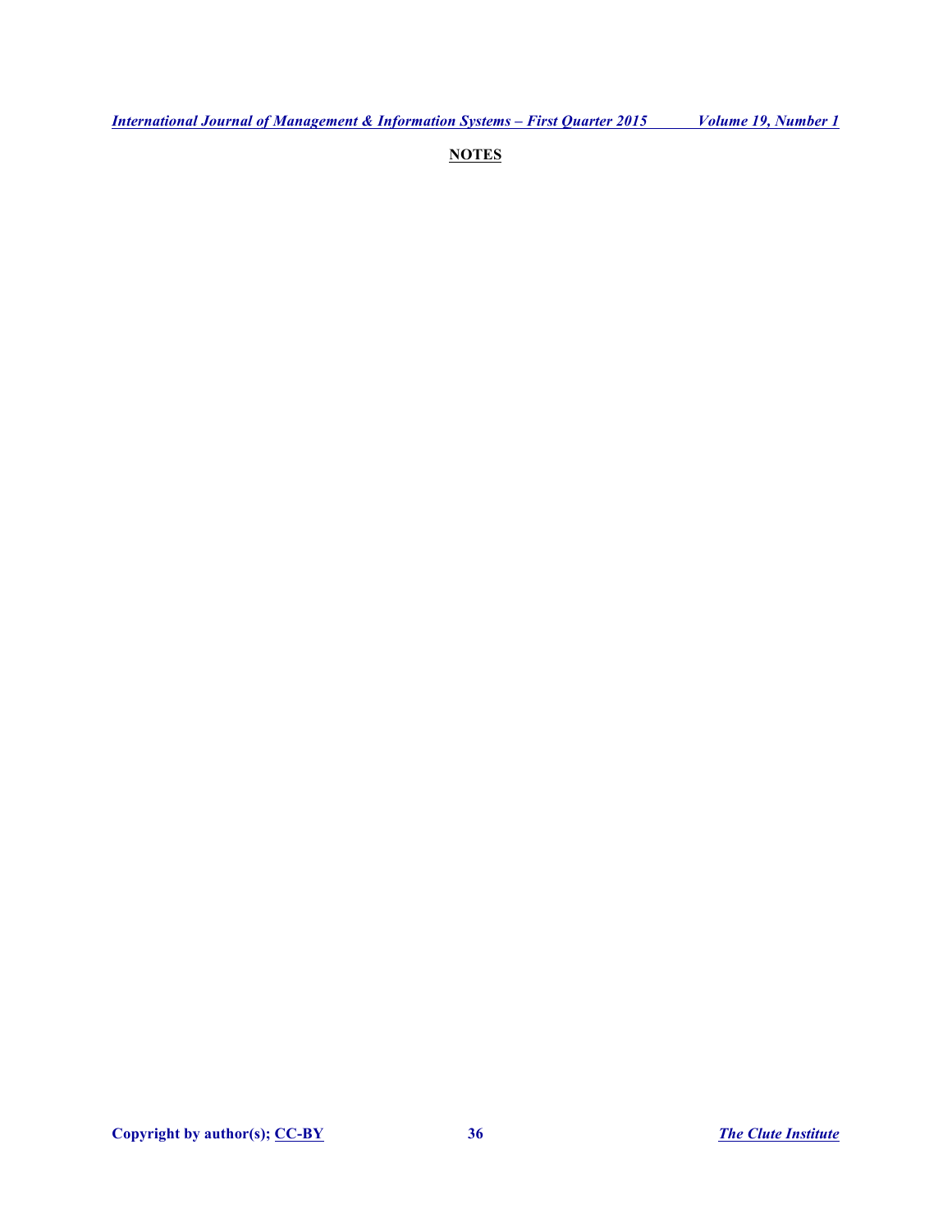**NOTES**